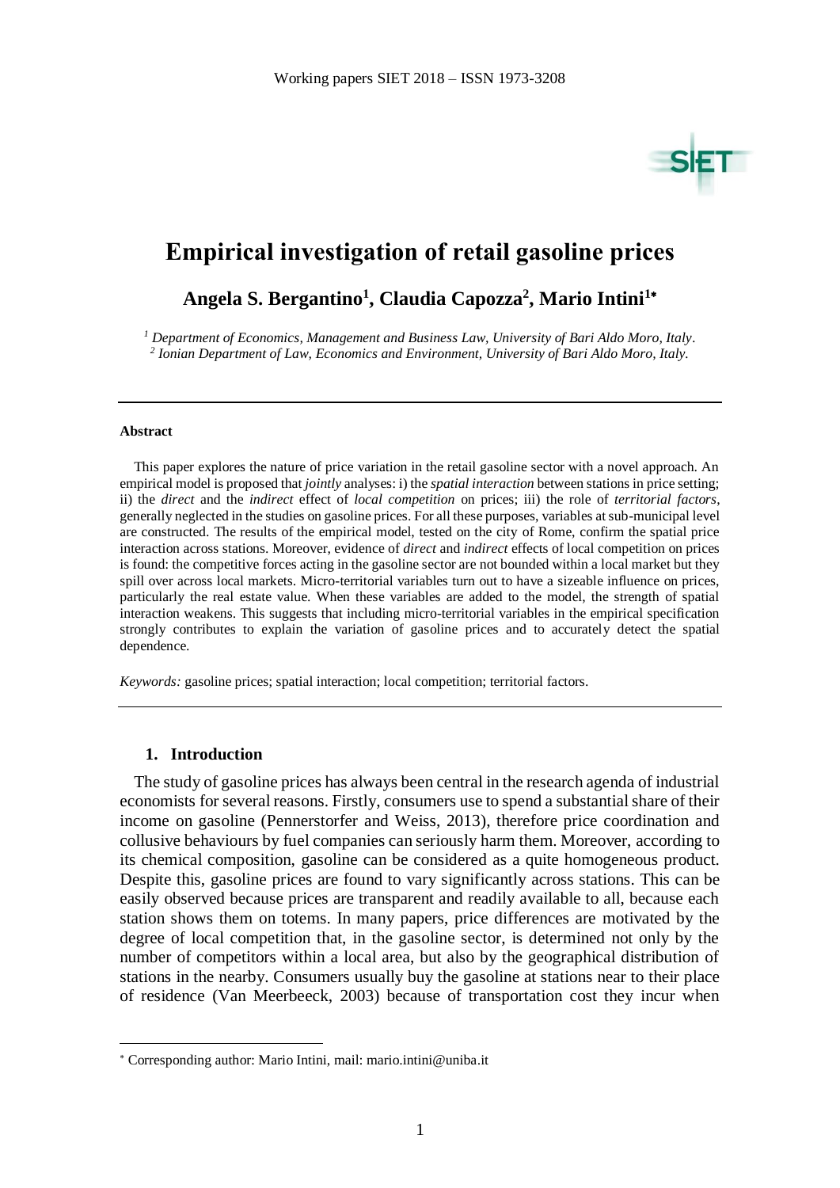# Empirical investigation of retail gasoline prices

**Angela S. Bergantino[1], Claudia Capozza[2], Mario Intini[1*]**

[1] *Department of Economics, Management and Business Law, University of Bari Aldo Moro, Italy.*
[2] *Ionian Department of Law, Economics and Environment, University of Bari Aldo Moro, Italy.*

---

#### Abstract

This paper explores the nature of price variation in the retail gasoline sector with a novel approach. An empirical model is proposed that *jointly* analyses: i) the *spatial interaction* between stations in price setting; ii) the *direct* and the *indirect* effect of *local competition* on prices; iii) the role of *territorial factors*, generally neglected in the studies on gasoline prices. For all these purposes, variables at sub-municipal level are constructed. The results of the empirical model, tested on the city of Rome, confirm the spatial price interaction across stations. Moreover, evidence of *direct* and *indirect* effects of local competition on prices is found: the competitive forces acting in the gasoline sector are not bounded within a local market but they spill over across local markets. Micro-territorial variables turn out to have a sizeable influence on prices, particularly the real estate value. When these variables are added to the model, the strength of spatial interaction weakens. This suggests that including micro-territorial variables in the empirical specification strongly contributes to explain the variation of gasoline prices and to accurately detect the spatial dependence.

*Keywords:* gasoline prices; spatial interaction; local competition; territorial factors.

---

## 1. Introduction

The study of gasoline prices has always been central in the research agenda of industrial economists for several reasons. Firstly, consumers use to spend a substantial share of their income on gasoline (Pennerstorfer and Weiss, 2013), therefore price coordination and collusive behaviours by fuel companies can seriously harm them. Moreover, according to its chemical composition, gasoline can be considered as a quite homogeneous product. Despite this, gasoline prices are found to vary significantly across stations. This can be easily observed because prices are transparent and readily available to all, because each station shows them on totems. In many papers, price differences are motivated by the degree of local competition that, in the gasoline sector, is determined not only by the number of competitors within a local area, but also by the geographical distribution of stations in the nearby. Consumers usually buy the gasoline at stations near to their place of residence (Van Meerbeeck, 2003) because of transportation cost they incur when

---

[*] Corresponding author: Mario Intini, mail: mario.intini@uniba.it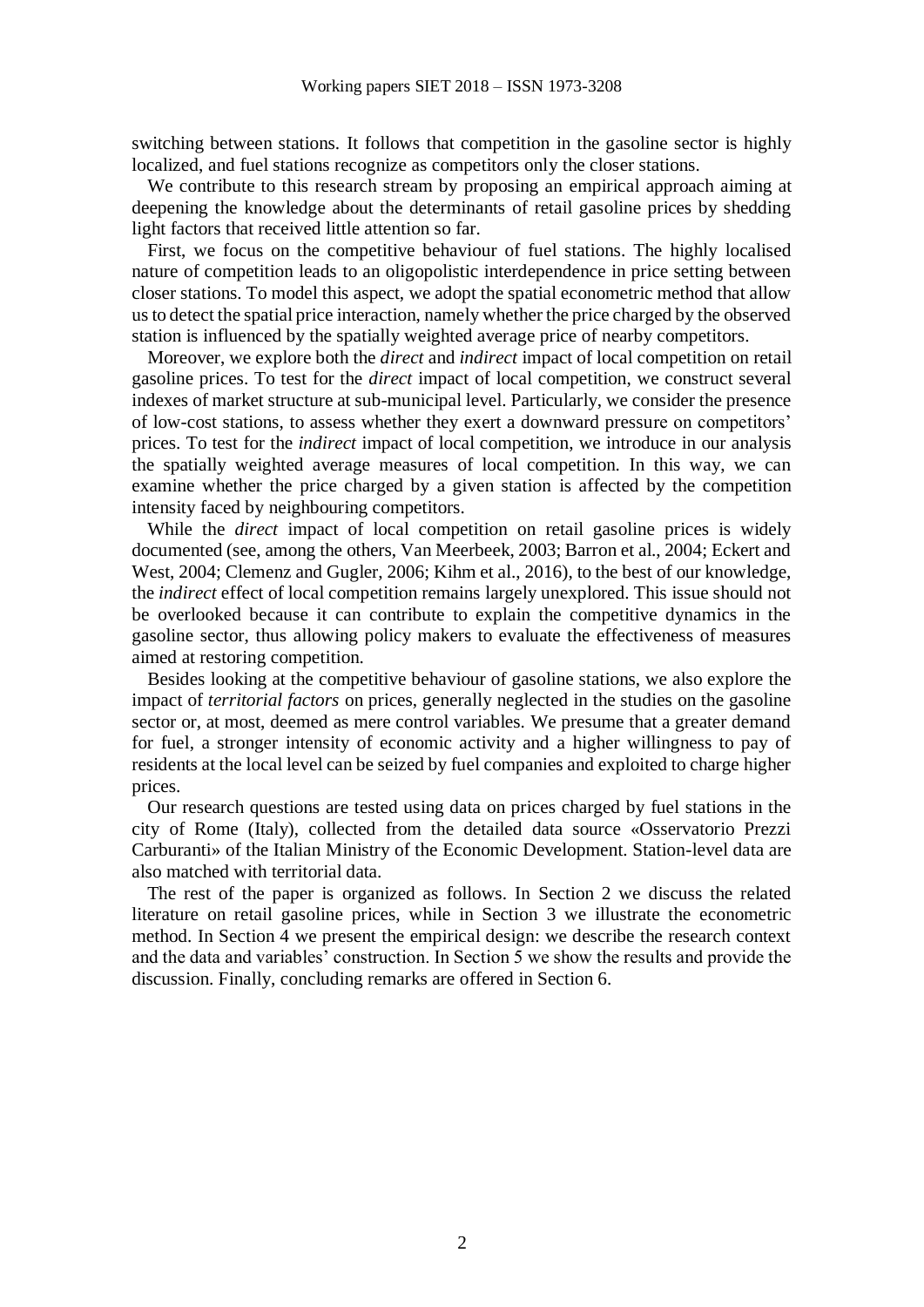switching between stations. It follows that competition in the gasoline sector is highly localized, and fuel stations recognize as competitors only the closer stations.

We contribute to this research stream by proposing an empirical approach aiming at deepening the knowledge about the determinants of retail gasoline prices by shedding light factors that received little attention so far.

First, we focus on the competitive behaviour of fuel stations. The highly localised nature of competition leads to an oligopolistic interdependence in price setting between closer stations. To model this aspect, we adopt the spatial econometric method that allow us to detect the spatial price interaction, namely whether the price charged by the observed station is influenced by the spatially weighted average price of nearby competitors.

Moreover, we explore both the *direct* and *indirect* impact of local competition on retail gasoline prices. To test for the *direct* impact of local competition, we construct several indexes of market structure at sub-municipal level. Particularly, we consider the presence of low-cost stations, to assess whether they exert a downward pressure on competitors' prices. To test for the *indirect* impact of local competition, we introduce in our analysis the spatially weighted average measures of local competition. In this way, we can examine whether the price charged by a given station is affected by the competition intensity faced by neighbouring competitors.

While the *direct* impact of local competition on retail gasoline prices is widely documented (see, among the others, Van Meerbeek, 2003; Barron et al., 2004; Eckert and West, 2004; Clemenz and Gugler, 2006; Kihm et al., 2016), to the best of our knowledge, the *indirect* effect of local competition remains largely unexplored. This issue should not be overlooked because it can contribute to explain the competitive dynamics in the gasoline sector, thus allowing policy makers to evaluate the effectiveness of measures aimed at restoring competition.

Besides looking at the competitive behaviour of gasoline stations, we also explore the impact of *territorial factors* on prices, generally neglected in the studies on the gasoline sector or, at most, deemed as mere control variables. We presume that a greater demand for fuel, a stronger intensity of economic activity and a higher willingness to pay of residents at the local level can be seized by fuel companies and exploited to charge higher prices.

Our research questions are tested using data on prices charged by fuel stations in the city of Rome (Italy), collected from the detailed data source «Osservatorio Prezzi Carburanti» of the Italian Ministry of the Economic Development. Station-level data are also matched with territorial data.

The rest of the paper is organized as follows. In Section 2 we discuss the related literature on retail gasoline prices, while in Section 3 we illustrate the econometric method. In Section 4 we present the empirical design: we describe the research context and the data and variables' construction. In Section 5 we show the results and provide the discussion. Finally, concluding remarks are offered in Section 6.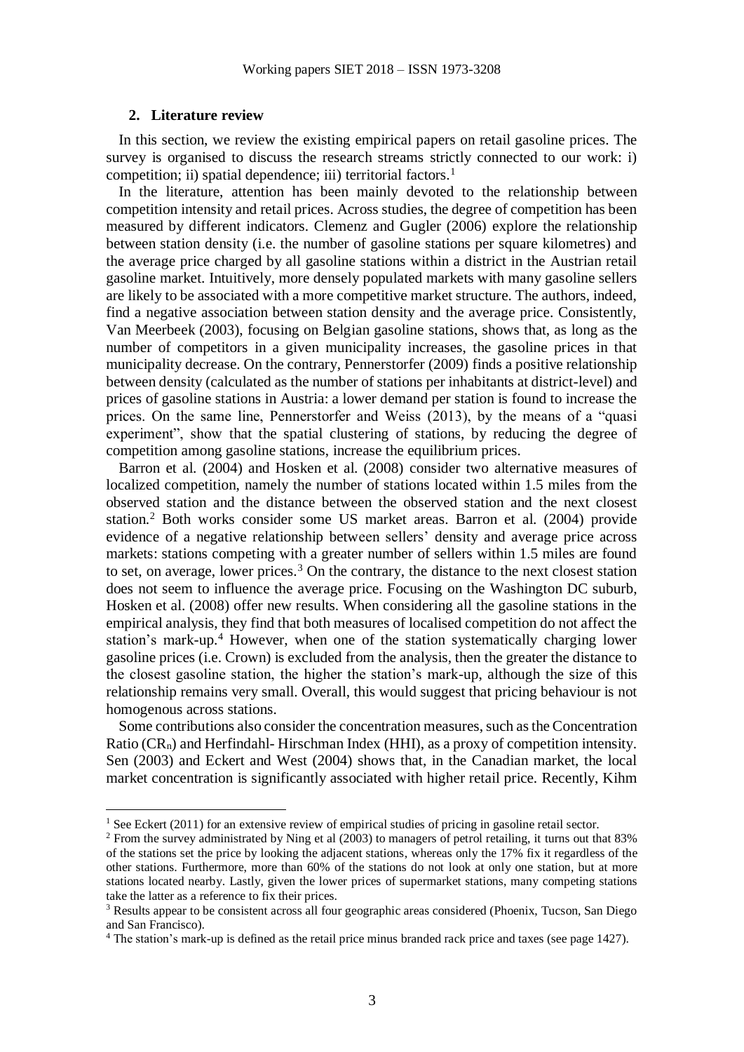## 2. Literature review

In this section, we review the existing empirical papers on retail gasoline prices. The survey is organised to discuss the research streams strictly connected to our work: i) competition; ii) spatial dependence; iii) territorial factors.[1]

In the literature, attention has been mainly devoted to the relationship between competition intensity and retail prices. Across studies, the degree of competition has been measured by different indicators. Clemenz and Gugler (2006) explore the relationship between station density (i.e. the number of gasoline stations per square kilometres) and the average price charged by all gasoline stations within a district in the Austrian retail gasoline market. Intuitively, more densely populated markets with many gasoline sellers are likely to be associated with a more competitive market structure. The authors, indeed, find a negative association between station density and the average price. Consistently, Van Meerbeek (2003), focusing on Belgian gasoline stations, shows that, as long as the number of competitors in a given municipality increases, the gasoline prices in that municipality decrease. On the contrary, Pennerstorfer (2009) finds a positive relationship between density (calculated as the number of stations per inhabitants at district-level) and prices of gasoline stations in Austria: a lower demand per station is found to increase the prices. On the same line, Pennerstorfer and Weiss (2013), by the means of a "quasi experiment", show that the spatial clustering of stations, by reducing the degree of competition among gasoline stations, increase the equilibrium prices.

Barron et al. (2004) and Hosken et al. (2008) consider two alternative measures of localized competition, namely the number of stations located within 1.5 miles from the observed station and the distance between the observed station and the next closest station.[2] Both works consider some US market areas. Barron et al. (2004) provide evidence of a negative relationship between sellers' density and average price across markets: stations competing with a greater number of sellers within 1.5 miles are found to set, on average, lower prices.[3] On the contrary, the distance to the next closest station does not seem to influence the average price. Focusing on the Washington DC suburb, Hosken et al. (2008) offer new results. When considering all the gasoline stations in the empirical analysis, they find that both measures of localised competition do not affect the station's mark-up.[4] However, when one of the station systematically charging lower gasoline prices (i.e. Crown) is excluded from the analysis, then the greater the distance to the closest gasoline station, the higher the station's mark-up, although the size of this relationship remains very small. Overall, this would suggest that pricing behaviour is not homogenous across stations.

Some contributions also consider the concentration measures, such as the Concentration Ratio ($CR_n$) and Herfindahl- Hirschman Index (HHI), as a proxy of competition intensity. Sen (2003) and Eckert and West (2004) shows that, in the Canadian market, the local market concentration is significantly associated with higher retail price. Recently, Kihm

---

[1] See Eckert (2011) for an extensive review of empirical studies of pricing in gasoline retail sector.

[2] From the survey administrated by Ning et al (2003) to managers of petrol retailing, it turns out that 83% of the stations set the price by looking the adjacent stations, whereas only the 17% fix it regardless of the other stations. Furthermore, more than 60% of the stations do not look at only one station, but at more stations located nearby. Lastly, given the lower prices of supermarket stations, many competing stations take the latter as a reference to fix their prices.

[3] Results appear to be consistent across all four geographic areas considered (Phoenix, Tucson, San Diego and San Francisco).

[4] The station's mark-up is defined as the retail price minus branded rack price and taxes (see page 1427).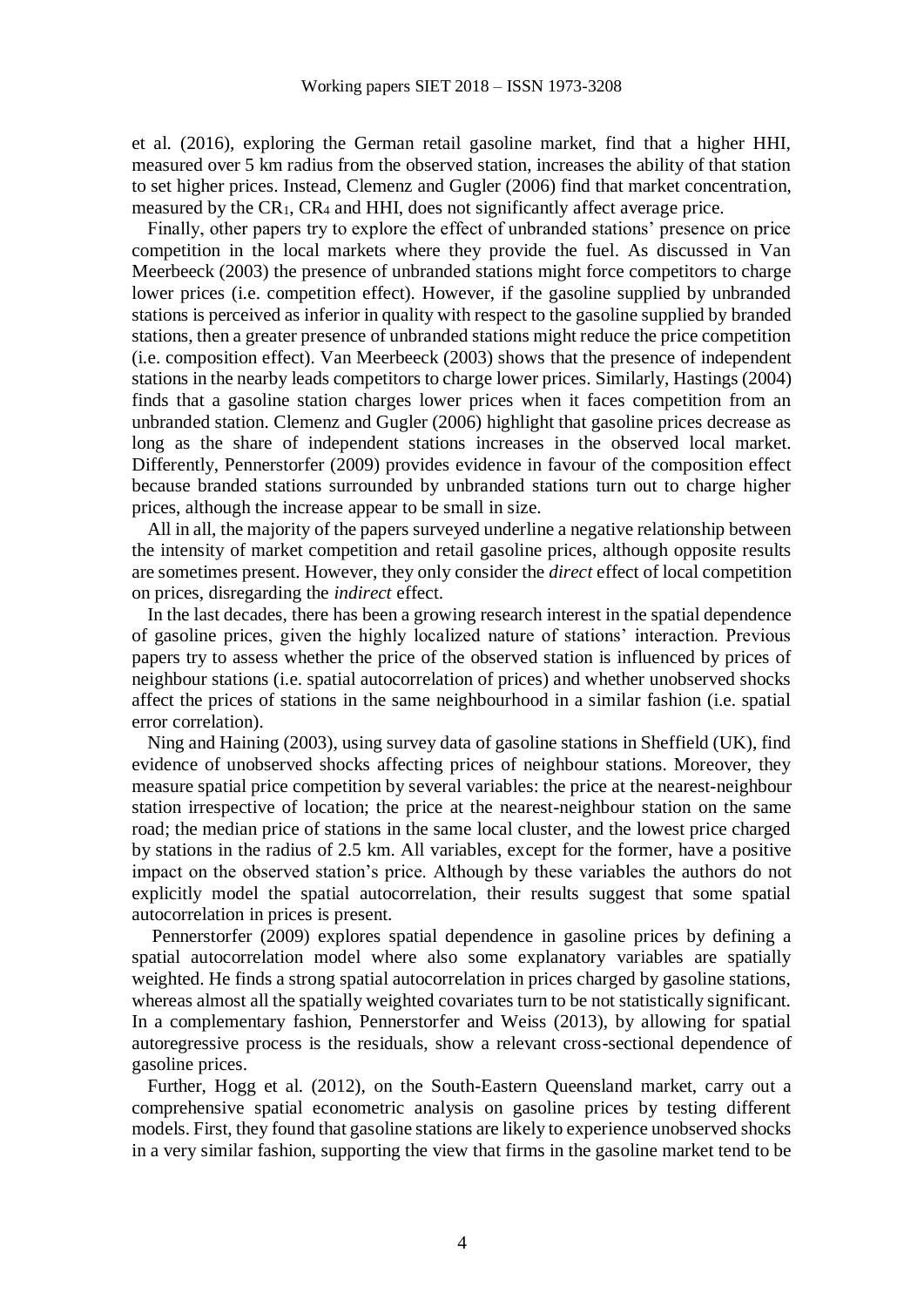et al. (2016), exploring the German retail gasoline market, find that a higher HHI, measured over 5 km radius from the observed station, increases the ability of that station to set higher prices. Instead, Clemenz and Gugler (2006) find that market concentration, measured by the $CR_1$, $CR_4$ and HHI, does not significantly affect average price.

Finally, other papers try to explore the effect of unbranded stations' presence on price competition in the local markets where they provide the fuel. As discussed in Van Meerbeeck (2003) the presence of unbranded stations might force competitors to charge lower prices (i.e. competition effect). However, if the gasoline supplied by unbranded stations is perceived as inferior in quality with respect to the gasoline supplied by branded stations, then a greater presence of unbranded stations might reduce the price competition (i.e. composition effect). Van Meerbeeck (2003) shows that the presence of independent stations in the nearby leads competitors to charge lower prices. Similarly, Hastings (2004) finds that a gasoline station charges lower prices when it faces competition from an unbranded station. Clemenz and Gugler (2006) highlight that gasoline prices decrease as long as the share of independent stations increases in the observed local market. Differently, Pennerstorfer (2009) provides evidence in favour of the composition effect because branded stations surrounded by unbranded stations turn out to charge higher prices, although the increase appear to be small in size.

All in all, the majority of the papers surveyed underline a negative relationship between the intensity of market competition and retail gasoline prices, although opposite results are sometimes present. However, they only consider the *direct* effect of local competition on prices, disregarding the *indirect* effect.

In the last decades, there has been a growing research interest in the spatial dependence of gasoline prices, given the highly localized nature of stations' interaction. Previous papers try to assess whether the price of the observed station is influenced by prices of neighbour stations (i.e. spatial autocorrelation of prices) and whether unobserved shocks affect the prices of stations in the same neighbourhood in a similar fashion (i.e. spatial error correlation).

Ning and Haining (2003), using survey data of gasoline stations in Sheffield (UK), find evidence of unobserved shocks affecting prices of neighbour stations. Moreover, they measure spatial price competition by several variables: the price at the nearest-neighbour station irrespective of location; the price at the nearest-neighbour station on the same road; the median price of stations in the same local cluster, and the lowest price charged by stations in the radius of 2.5 km. All variables, except for the former, have a positive impact on the observed station's price. Although by these variables the authors do not explicitly model the spatial autocorrelation, their results suggest that some spatial autocorrelation in prices is present.

Pennerstorfer (2009) explores spatial dependence in gasoline prices by defining a spatial autocorrelation model where also some explanatory variables are spatially weighted. He finds a strong spatial autocorrelation in prices charged by gasoline stations, whereas almost all the spatially weighted covariates turn to be not statistically significant. In a complementary fashion, Pennerstorfer and Weiss (2013), by allowing for spatial autoregressive process is the residuals, show a relevant cross-sectional dependence of gasoline prices.

Further, Hogg et al. (2012), on the South-Eastern Queensland market, carry out a comprehensive spatial econometric analysis on gasoline prices by testing different models. First, they found that gasoline stations are likely to experience unobserved shocks in a very similar fashion, supporting the view that firms in the gasoline market tend to be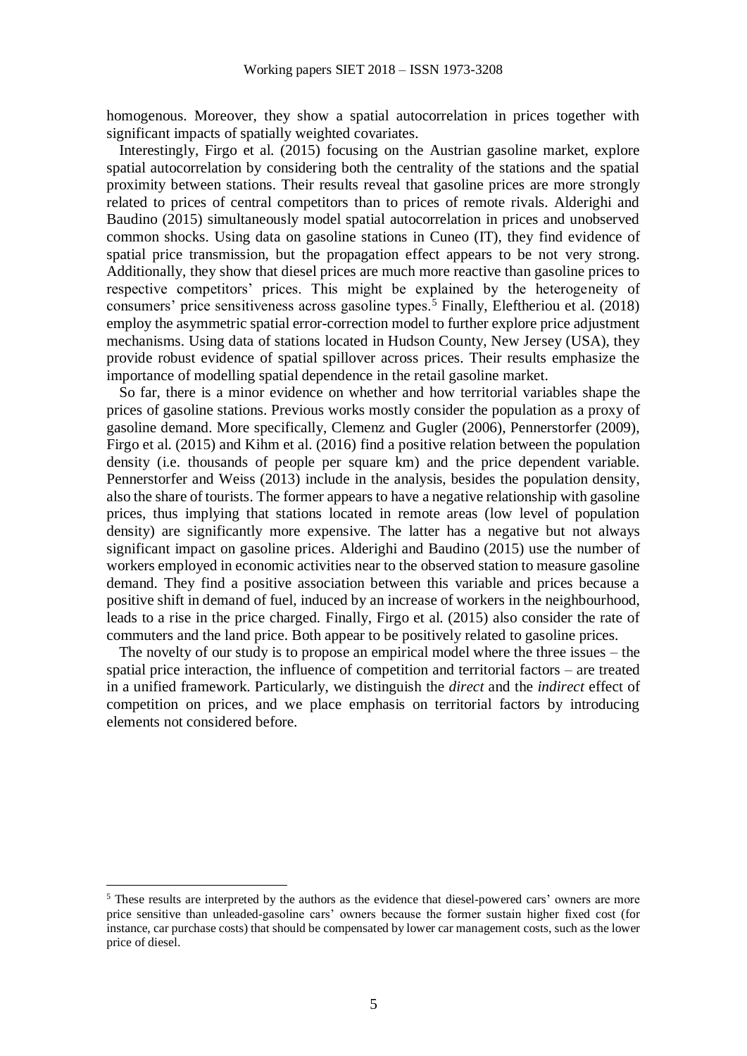homogenous. Moreover, they show a spatial autocorrelation in prices together with significant impacts of spatially weighted covariates.

Interestingly, Firgo et al. (2015) focusing on the Austrian gasoline market, explore spatial autocorrelation by considering both the centrality of the stations and the spatial proximity between stations. Their results reveal that gasoline prices are more strongly related to prices of central competitors than to prices of remote rivals. Alderighi and Baudino (2015) simultaneously model spatial autocorrelation in prices and unobserved common shocks. Using data on gasoline stations in Cuneo (IT), they find evidence of spatial price transmission, but the propagation effect appears to be not very strong. Additionally, they show that diesel prices are much more reactive than gasoline prices to respective competitors' prices. This might be explained by the heterogeneity of consumers' price sensitiveness across gasoline types.[5] Finally, Eleftheriou et al. (2018) employ the asymmetric spatial error-correction model to further explore price adjustment mechanisms. Using data of stations located in Hudson County, New Jersey (USA), they provide robust evidence of spatial spillover across prices. Their results emphasize the importance of modelling spatial dependence in the retail gasoline market.

So far, there is a minor evidence on whether and how territorial variables shape the prices of gasoline stations. Previous works mostly consider the population as a proxy of gasoline demand. More specifically, Clemenz and Gugler (2006), Pennerstorfer (2009), Firgo et al. (2015) and Kihm et al. (2016) find a positive relation between the population density (i.e. thousands of people per square km) and the price dependent variable. Pennerstorfer and Weiss (2013) include in the analysis, besides the population density, also the share of tourists. The former appears to have a negative relationship with gasoline prices, thus implying that stations located in remote areas (low level of population density) are significantly more expensive. The latter has a negative but not always significant impact on gasoline prices. Alderighi and Baudino (2015) use the number of workers employed in economic activities near to the observed station to measure gasoline demand. They find a positive association between this variable and prices because a positive shift in demand of fuel, induced by an increase of workers in the neighbourhood, leads to a rise in the price charged. Finally, Firgo et al. (2015) also consider the rate of commuters and the land price. Both appear to be positively related to gasoline prices.

The novelty of our study is to propose an empirical model where the three issues – the spatial price interaction, the influence of competition and territorial factors – are treated in a unified framework. Particularly, we distinguish the *direct* and the *indirect* effect of competition on prices, and we place emphasis on territorial factors by introducing elements not considered before.

---

[5] These results are interpreted by the authors as the evidence that diesel-powered cars' owners are more price sensitive than unleaded-gasoline cars' owners because the former sustain higher fixed cost (for instance, car purchase costs) that should be compensated by lower car management costs, such as the lower price of diesel.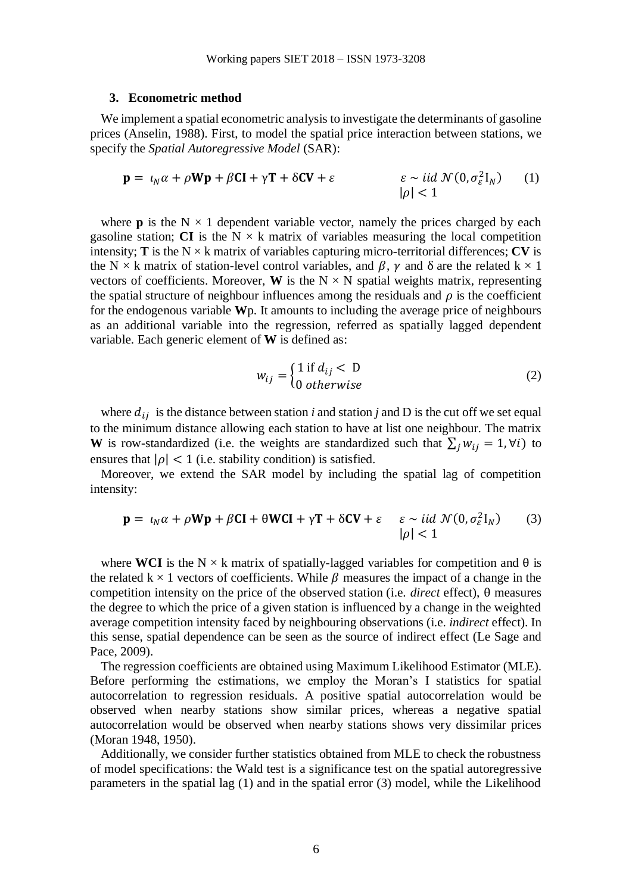## 3. Econometric method

We implement a spatial econometric analysis to investigate the determinants of gasoline prices (Anselin, 1988). First, to model the spatial price interaction between stations, we specify the *Spatial Autoregressive Model* (SAR):

$$\mathbf{p} = \iota_N \alpha + \rho \mathbf{W}\mathbf{p} + \beta \mathbf{CI} + \gamma \mathbf{T} + \delta \mathbf{CV} + \varepsilon \qquad \begin{array}{l} \varepsilon \sim iid\ \mathcal{N}(0, \sigma_\varepsilon^2 \mathrm{I}_N) \\ |\rho| < 1 \end{array} \qquad (1)$$

where $\mathbf{p}$ is the N × 1 dependent variable vector, namely the prices charged by each gasoline station; $\mathbf{CI}$ is the N × k matrix of variables measuring the local competition intensity; $\mathbf{T}$ is the N × k matrix of variables capturing micro-territorial differences; $\mathbf{CV}$ is the N × k matrix of station-level control variables, and $\beta$, $\gamma$ and $\delta$ are the related k × 1 vectors of coefficients. Moreover, $\mathbf{W}$ is the N × N spatial weights matrix, representing the spatial structure of neighbour influences among the residuals and $\rho$ is the coefficient for the endogenous variable $\mathbf{W}$p. It amounts to including the average price of neighbours as an additional variable into the regression, referred as spatially lagged dependent variable. Each generic element of $\mathbf{W}$ is defined as:

$$w_{ij} = \begin{cases} 1 \text{ if } d_{ij} < \mathrm{D} \\ 0 \ otherwise \end{cases} \qquad (2)$$

where $d_{ij}$ is the distance between station *i* and station *j* and D is the cut off we set equal to the minimum distance allowing each station to have at list one neighbour. The matrix $\mathbf{W}$ is row-standardized (i.e. the weights are standardized such that $\sum_j w_{ij} = 1, \forall i$) to ensures that $|\rho| < 1$ (i.e. stability condition) is satisfied.

Moreover, we extend the SAR model by including the spatial lag of competition intensity:

$$\mathbf{p} = \iota_N \alpha + \rho \mathbf{W}\mathbf{p} + \beta \mathbf{CI} + \theta \mathbf{WCI} + \gamma \mathbf{T} + \delta \mathbf{CV} + \varepsilon \qquad \begin{array}{l} \varepsilon \sim iid\ \mathcal{N}(0, \sigma_\varepsilon^2 \mathrm{I}_N) \\ |\rho| < 1 \end{array} \qquad (3)$$

where $\mathbf{WCI}$ is the N × k matrix of spatially-lagged variables for competition and θ is the related k × 1 vectors of coefficients. While $\beta$ measures the impact of a change in the competition intensity on the price of the observed station (i.e. *direct* effect), θ measures the degree to which the price of a given station is influenced by a change in the weighted average competition intensity faced by neighbouring observations (i.e. *indirect* effect). In this sense, spatial dependence can be seen as the source of indirect effect (Le Sage and Pace, 2009).

The regression coefficients are obtained using Maximum Likelihood Estimator (MLE). Before performing the estimations, we employ the Moran's I statistics for spatial autocorrelation to regression residuals. A positive spatial autocorrelation would be observed when nearby stations show similar prices, whereas a negative spatial autocorrelation would be observed when nearby stations shows very dissimilar prices (Moran 1948, 1950).

Additionally, we consider further statistics obtained from MLE to check the robustness of model specifications: the Wald test is a significance test on the spatial autoregressive parameters in the spatial lag (1) and in the spatial error (3) model, while the Likelihood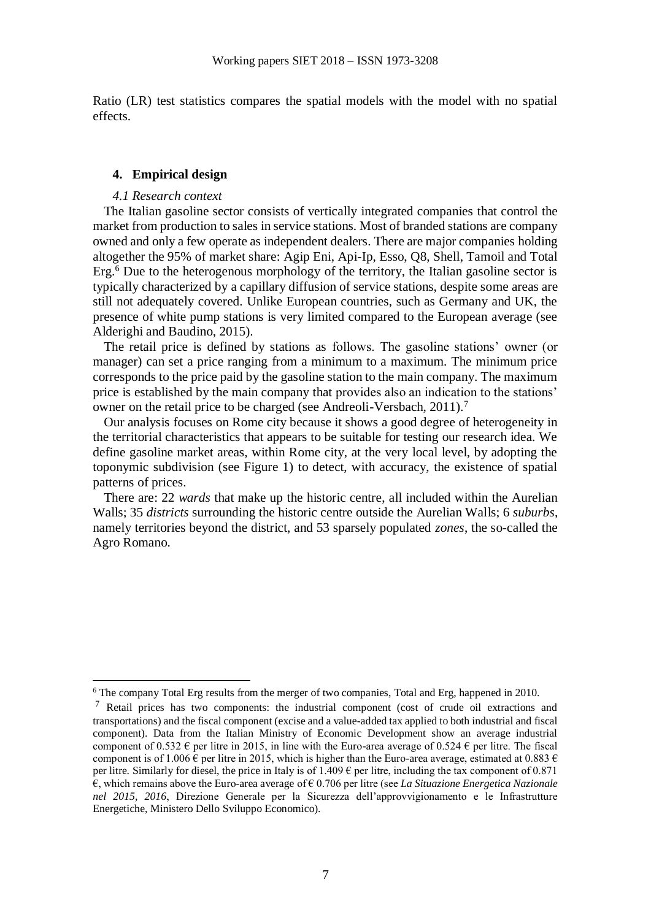Ratio (LR) test statistics compares the spatial models with the model with no spatial effects.

## 4. Empirical design

### *4.1 Research context*

The Italian gasoline sector consists of vertically integrated companies that control the market from production to sales in service stations. Most of branded stations are company owned and only a few operate as independent dealers. There are major companies holding altogether the 95% of market share: Agip Eni, Api-Ip, Esso, Q8, Shell, Tamoil and Total Erg.[6] Due to the heterogenous morphology of the territory, the Italian gasoline sector is typically characterized by a capillary diffusion of service stations, despite some areas are still not adequately covered. Unlike European countries, such as Germany and UK, the presence of white pump stations is very limited compared to the European average (see Alderighi and Baudino, 2015).

The retail price is defined by stations as follows. The gasoline stations' owner (or manager) can set a price ranging from a minimum to a maximum. The minimum price corresponds to the price paid by the gasoline station to the main company. The maximum price is established by the main company that provides also an indication to the stations' owner on the retail price to be charged (see Andreoli-Versbach, 2011).[7]

Our analysis focuses on Rome city because it shows a good degree of heterogeneity in the territorial characteristics that appears to be suitable for testing our research idea. We define gasoline market areas, within Rome city, at the very local level, by adopting the toponymic subdivision (see Figure 1) to detect, with accuracy, the existence of spatial patterns of prices.

There are: 22 *wards* that make up the historic centre, all included within the Aurelian Walls; 35 *districts* surrounding the historic centre outside the Aurelian Walls; 6 *suburbs*, namely territories beyond the district, and 53 sparsely populated *zones*, the so-called the Agro Romano.

---

[6] The company Total Erg results from the merger of two companies, Total and Erg, happened in 2010.

[7] Retail prices has two components: the industrial component (cost of crude oil extractions and transportations) and the fiscal component (excise and a value-added tax applied to both industrial and fiscal component). Data from the Italian Ministry of Economic Development show an average industrial component of 0.532 € per litre in 2015, in line with the Euro-area average of 0.524 € per litre. The fiscal component is of 1.006 € per litre in 2015, which is higher than the Euro-area average, estimated at 0.883 € per litre. Similarly for diesel, the price in Italy is of 1.409 € per litre, including the tax component of 0.871 €, which remains above the Euro-area average of € 0.706 per litre (see *La Situazione Energetica Nazionale nel 2015, 2016*, Direzione Generale per la Sicurezza dell'approvvigionamento e le Infrastrutture Energetiche, Ministero Dello Sviluppo Economico).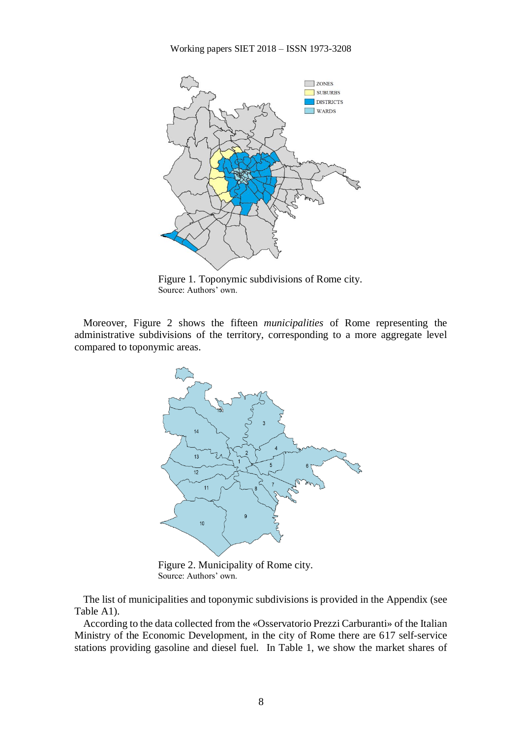Figure 1. Toponymic subdivisions of Rome city.
Source: Authors' own.

Moreover, Figure 2 shows the fifteen *municipalities* of Rome representing the administrative subdivisions of the territory, corresponding to a more aggregate level compared to toponymic areas.

Figure 2. Municipality of Rome city.
Source: Authors' own.

The list of municipalities and toponymic subdivisions is provided in the Appendix (see Table A1).

According to the data collected from the «Osservatorio Prezzi Carburanti» of the Italian Ministry of the Economic Development, in the city of Rome there are 617 self-service stations providing gasoline and diesel fuel. In Table 1, we show the market shares of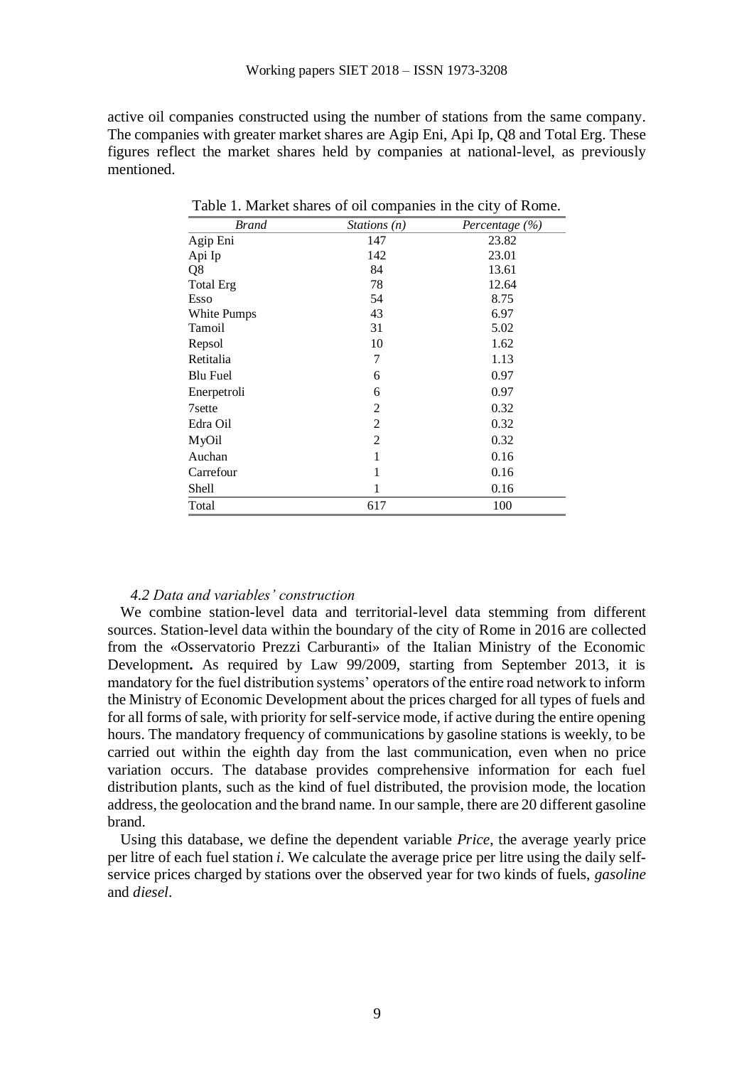active oil companies constructed using the number of stations from the same company. The companies with greater market shares are Agip Eni, Api Ip, Q8 and Total Erg. These figures reflect the market shares held by companies at national-level, as previously mentioned.

Table 1. Market shares of oil companies in the city of Rome.

| *Brand* | *Stations (n)* | *Percentage (%)* |
|---|---|---|
| Agip Eni | 147 | 23.82 |
| Api Ip | 142 | 23.01 |
| Q8 | 84 | 13.61 |
| Total Erg | 78 | 12.64 |
| Esso | 54 | 8.75 |
| White Pumps | 43 | 6.97 |
| Tamoil | 31 | 5.02 |
| Repsol | 10 | 1.62 |
| Retitalia | 7 | 1.13 |
| Blu Fuel | 6 | 0.97 |
| Enerpetroli | 6 | 0.97 |
| 7sette | 2 | 0.32 |
| Edra Oil | 2 | 0.32 |
| MyOil | 2 | 0.32 |
| Auchan | 1 | 0.16 |
| Carrefour | 1 | 0.16 |
| Shell | 1 | 0.16 |
| Total | 617 | 100 |

### *4.2 Data and variables' construction*

We combine station-level data and territorial-level data stemming from different sources. Station-level data within the boundary of the city of Rome in 2016 are collected from the «Osservatorio Prezzi Carburanti» of the Italian Ministry of the Economic Development**.** As required by Law 99/2009, starting from September 2013, it is mandatory for the fuel distribution systems' operators of the entire road network to inform the Ministry of Economic Development about the prices charged for all types of fuels and for all forms of sale, with priority for self-service mode, if active during the entire opening hours. The mandatory frequency of communications by gasoline stations is weekly, to be carried out within the eighth day from the last communication, even when no price variation occurs. The database provides comprehensive information for each fuel distribution plants, such as the kind of fuel distributed, the provision mode, the location address, the geolocation and the brand name. In our sample, there are 20 different gasoline brand.

Using this database, we define the dependent variable *Price*, the average yearly price per litre of each fuel station *i*. We calculate the average price per litre using the daily self-service prices charged by stations over the observed year for two kinds of fuels, *gasoline* and *diesel*.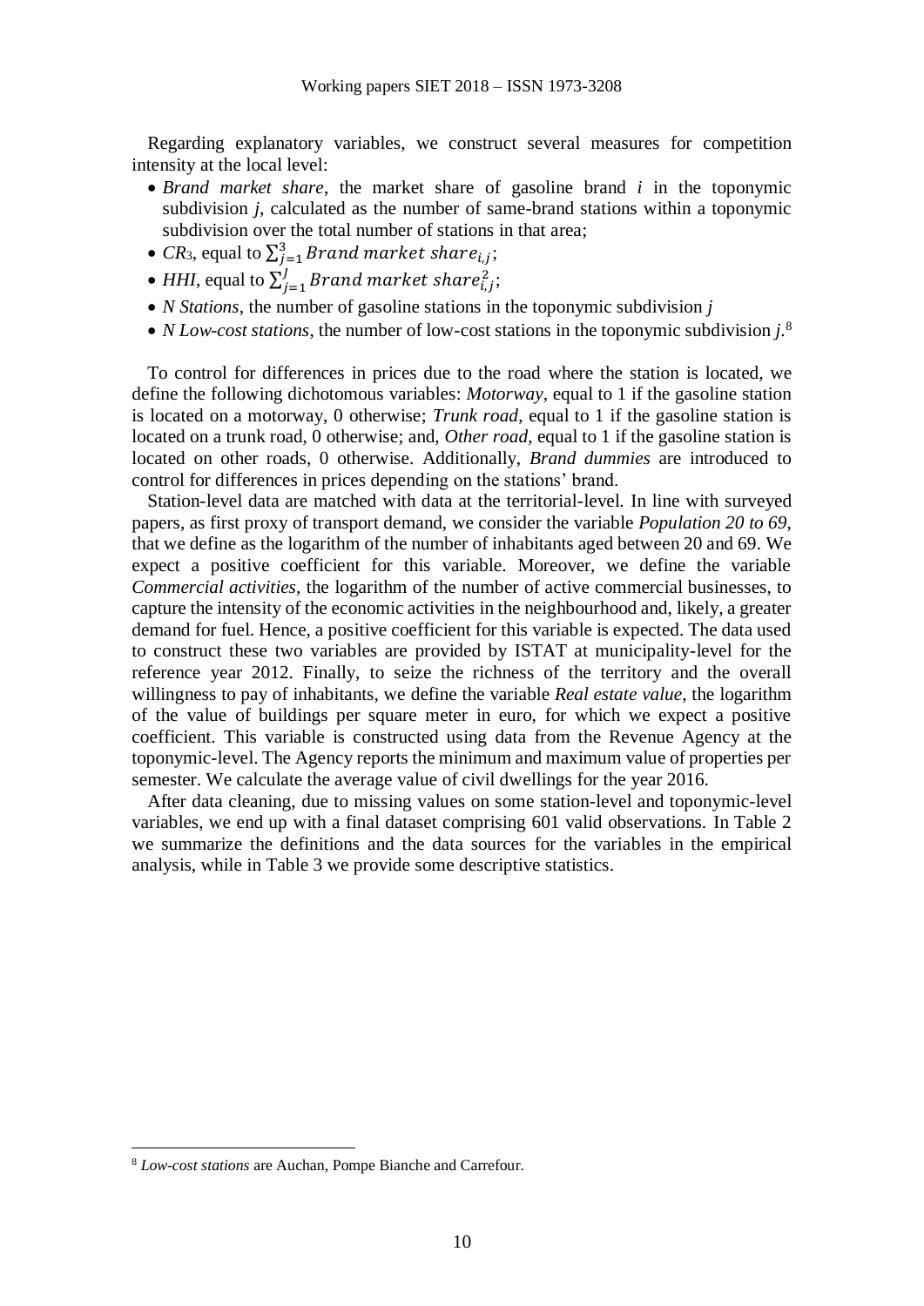Regarding explanatory variables, we construct several measures for competition intensity at the local level:

- *Brand market share*, the market share of gasoline brand *i* in the toponymic subdivision *j*, calculated as the number of same-brand stations within a toponymic subdivision over the total number of stations in that area;
- *CR*3, equal to $\sum_{j=1}^{3} Brand\ market\ share_{i,j}$;
- *HHI*, equal to $\sum_{j=1}^{J} Brand\ market\ share_{i,j}^{2}$;
- *N Stations*, the number of gasoline stations in the toponymic subdivision *j*
- *N Low-cost stations*, the number of low-cost stations in the toponymic subdivision *j*.[8]

To control for differences in prices due to the road where the station is located, we define the following dichotomous variables: *Motorway*, equal to 1 if the gasoline station is located on a motorway, 0 otherwise; *Trunk road*, equal to 1 if the gasoline station is located on a trunk road, 0 otherwise; and, *Other road*, equal to 1 if the gasoline station is located on other roads, 0 otherwise. Additionally, *Brand dummies* are introduced to control for differences in prices depending on the stations' brand.

Station-level data are matched with data at the territorial-level. In line with surveyed papers, as first proxy of transport demand, we consider the variable *Population 20 to 69*, that we define as the logarithm of the number of inhabitants aged between 20 and 69. We expect a positive coefficient for this variable. Moreover, we define the variable *Commercial activities*, the logarithm of the number of active commercial businesses, to capture the intensity of the economic activities in the neighbourhood and, likely, a greater demand for fuel. Hence, a positive coefficient for this variable is expected. The data used to construct these two variables are provided by ISTAT at municipality-level for the reference year 2012. Finally, to seize the richness of the territory and the overall willingness to pay of inhabitants, we define the variable *Real estate value*, the logarithm of the value of buildings per square meter in euro, for which we expect a positive coefficient. This variable is constructed using data from the Revenue Agency at the toponymic-level. The Agency reports the minimum and maximum value of properties per semester. We calculate the average value of civil dwellings for the year 2016.

After data cleaning, due to missing values on some station-level and toponymic-level variables, we end up with a final dataset comprising 601 valid observations. In Table 2 we summarize the definitions and the data sources for the variables in the empirical analysis, while in Table 3 we provide some descriptive statistics.

---

[8] *Low-cost stations* are Auchan, Pompe Bianche and Carrefour.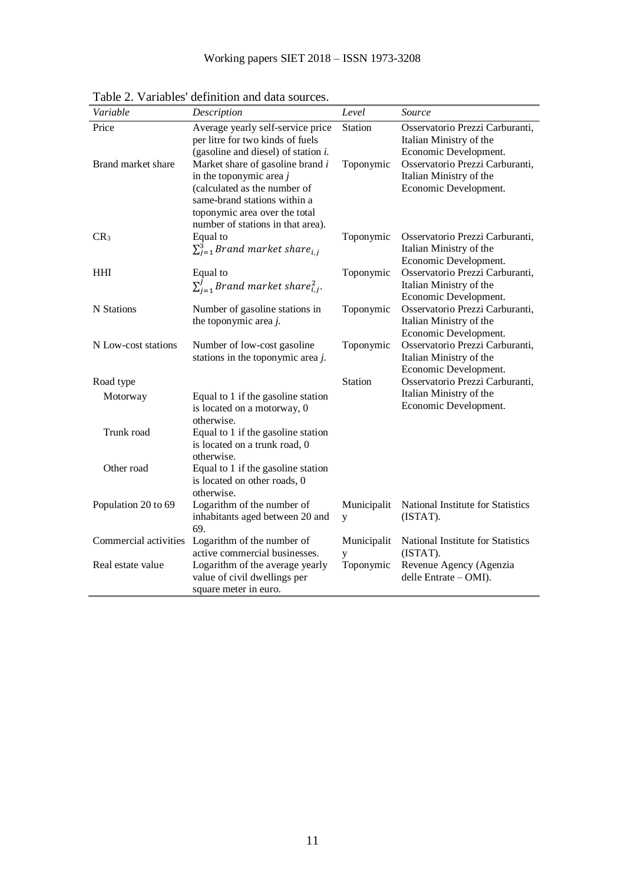Table 2. Variables' definition and data sources.

| *Variable* | *Description* | *Level* | *Source* |
|---|---|---|---|
| Price | Average yearly self-service price per litre for two kinds of fuels (gasoline and diesel) of station *i.* | Station | Osservatorio Prezzi Carburanti, Italian Ministry of the Economic Development. |
| Brand market share | Market share of gasoline brand $i$ in the toponymic area $j$ (calculated as the number of same-brand stations within a toponymic area over the total number of stations in that area). | Toponymic | Osservatorio Prezzi Carburanti, Italian Ministry of the Economic Development. |
| $CR_3$ | Equal to $\sum_{j=1}^{3} Brand\ market\ share_{i,j}$ | Toponymic | Osservatorio Prezzi Carburanti, Italian Ministry of the Economic Development. |
| HHI | Equal to $\sum_{j=1}^{J} Brand\ market\ share_{i,j}^{2}$. | Toponymic | Osservatorio Prezzi Carburanti, Italian Ministry of the Economic Development. |
| N Stations | Number of gasoline stations in the toponymic area *j.* | Toponymic | Osservatorio Prezzi Carburanti, Italian Ministry of the Economic Development. |
| N Low-cost stations | Number of low-cost gasoline stations in the toponymic area *j.* | Toponymic | Osservatorio Prezzi Carburanti, Italian Ministry of the Economic Development. |
| Road type | | Station | Osservatorio Prezzi Carburanti, Italian Ministry of the Economic Development. |
| Motorway | Equal to 1 if the gasoline station is located on a motorway, 0 otherwise. | | |
| Trunk road | Equal to 1 if the gasoline station is located on a trunk road, 0 otherwise. | | |
| Other road | Equal to 1 if the gasoline station is located on other roads, 0 otherwise. | | |
| Population 20 to 69 | Logarithm of the number of inhabitants aged between 20 and 69. | Municipality | National Institute for Statistics (ISTAT). |
| Commercial activities | Logarithm of the number of active commercial businesses. | Municipality | National Institute for Statistics (ISTAT). |
| Real estate value | Logarithm of the average yearly value of civil dwellings per square meter in euro. | Toponymic | Revenue Agency (Agenzia delle Entrate – OMI). |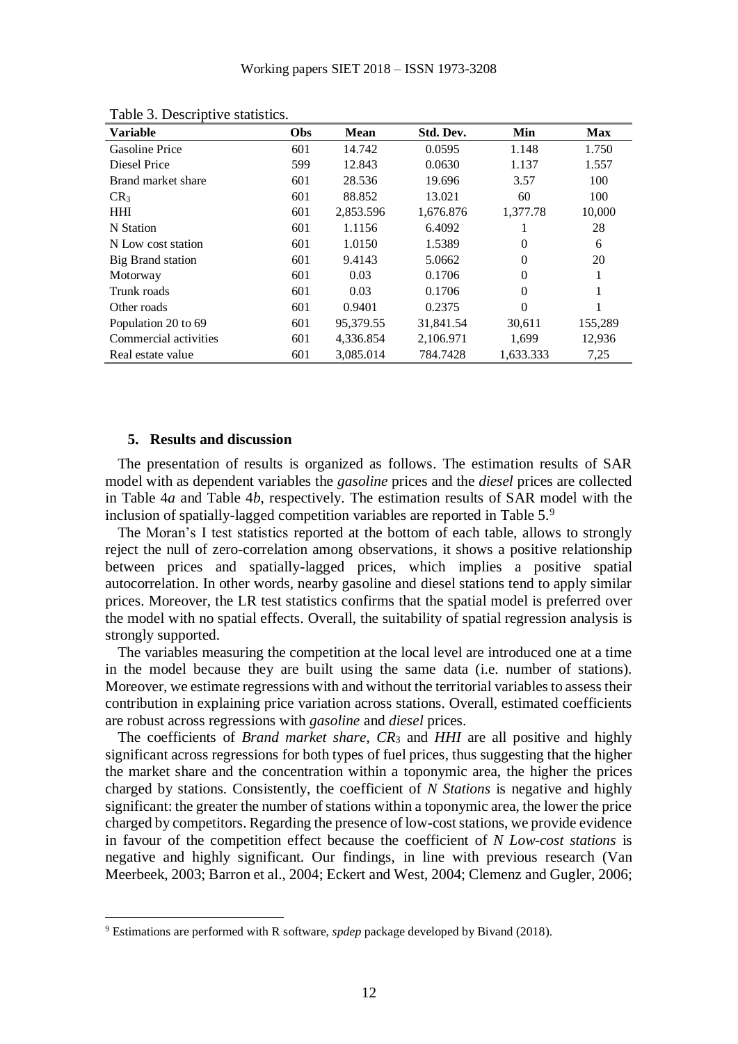Table 3. Descriptive statistics.

| Variable | Obs | Mean | Std. Dev. | Min | Max |
|---|---|---|---|---|---|
| Gasoline Price | 601 | 14.742 | 0.0595 | 1.148 | 1.750 |
| Diesel Price | 599 | 12.843 | 0.0630 | 1.137 | 1.557 |
| Brand market share | 601 | 28.536 | 19.696 | 3.57 | 100 |
| $CR_3$ | 601 | 88.852 | 13.021 | 60 | 100 |
| HHI | 601 | 2,853.596 | 1,676.876 | 1,377.78 | 10,000 |
| N Station | 601 | 1.1156 | 6.4092 | 1 | 28 |
| N Low cost station | 601 | 1.0150 | 1.5389 | 0 | 6 |
| Big Brand station | 601 | 9.4143 | 5.0662 | 0 | 20 |
| Motorway | 601 | 0.03 | 0.1706 | 0 | 1 |
| Trunk roads | 601 | 0.03 | 0.1706 | 0 | 1 |
| Other roads | 601 | 0.9401 | 0.2375 | 0 | 1 |
| Population 20 to 69 | 601 | 95,379.55 | 31,841.54 | 30,611 | 155,289 |
| Commercial activities | 601 | 4,336.854 | 2,106.971 | 1,699 | 12,936 |
| Real estate value | 601 | 3,085.014 | 784.7428 | 1,633.333 | 7,25 |

## 5. Results and discussion

The presentation of results is organized as follows. The estimation results of SAR model with as dependent variables the *gasoline* prices and the *diesel* prices are collected in Table 4*a* and Table 4*b*, respectively. The estimation results of SAR model with the inclusion of spatially-lagged competition variables are reported in Table 5.[9]

The Moran's I test statistics reported at the bottom of each table, allows to strongly reject the null of zero-correlation among observations, it shows a positive relationship between prices and spatially-lagged prices, which implies a positive spatial autocorrelation. In other words, nearby gasoline and diesel stations tend to apply similar prices. Moreover, the LR test statistics confirms that the spatial model is preferred over the model with no spatial effects. Overall, the suitability of spatial regression analysis is strongly supported.

The variables measuring the competition at the local level are introduced one at a time in the model because they are built using the same data (i.e. number of stations). Moreover, we estimate regressions with and without the territorial variables to assess their contribution in explaining price variation across stations. Overall, estimated coefficients are robust across regressions with *gasoline* and *diesel* prices.

The coefficients of *Brand market share*, *$CR_3$* and *HHI* are all positive and highly significant across regressions for both types of fuel prices, thus suggesting that the higher the market share and the concentration within a toponymic area, the higher the prices charged by stations. Consistently, the coefficient of *N Stations* is negative and highly significant: the greater the number of stations within a toponymic area, the lower the price charged by competitors. Regarding the presence of low-cost stations, we provide evidence in favour of the competition effect because the coefficient of *N Low-cost stations* is negative and highly significant. Our findings, in line with previous research (Van Meerbeek, 2003; Barron et al., 2004; Eckert and West, 2004; Clemenz and Gugler, 2006;

[9] Estimations are performed with R software, *spdep* package developed by Bivand (2018).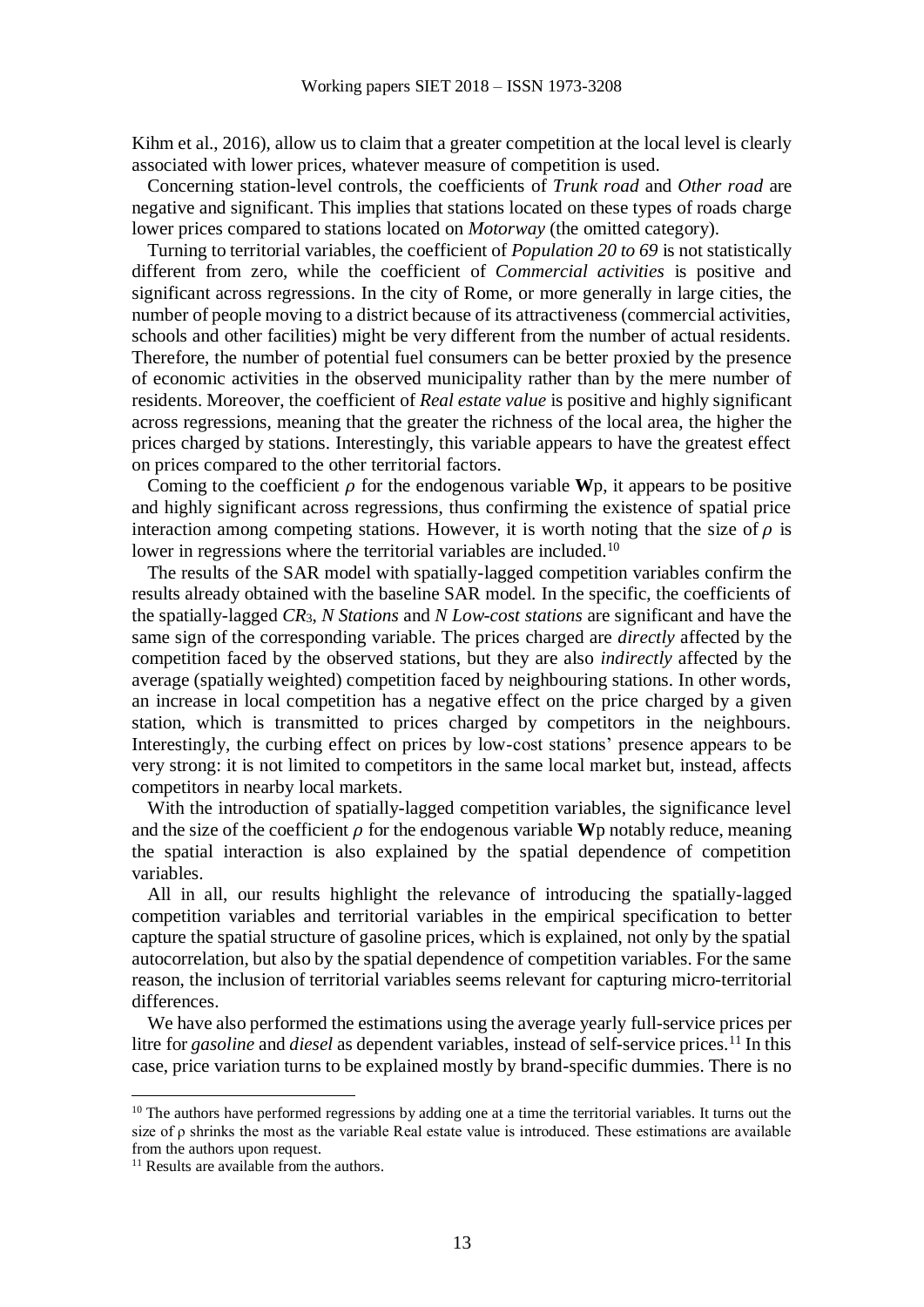Kihm et al., 2016), allow us to claim that a greater competition at the local level is clearly associated with lower prices, whatever measure of competition is used.

Concerning station-level controls, the coefficients of *Trunk road* and *Other road* are negative and significant. This implies that stations located on these types of roads charge lower prices compared to stations located on *Motorway* (the omitted category).

Turning to territorial variables, the coefficient of *Population 20 to 69* is not statistically different from zero, while the coefficient of *Commercial activities* is positive and significant across regressions. In the city of Rome, or more generally in large cities, the number of people moving to a district because of its attractiveness (commercial activities, schools and other facilities) might be very different from the number of actual residents. Therefore, the number of potential fuel consumers can be better proxied by the presence of economic activities in the observed municipality rather than by the mere number of residents. Moreover, the coefficient of *Real estate value* is positive and highly significant across regressions, meaning that the greater the richness of the local area, the higher the prices charged by stations. Interestingly, this variable appears to have the greatest effect on prices compared to the other territorial factors.

Coming to the coefficient $\rho$ for the endogenous variable $\mathbf{W}p$, it appears to be positive and highly significant across regressions, thus confirming the existence of spatial price interaction among competing stations. However, it is worth noting that the size of $\rho$ is lower in regressions where the territorial variables are included.[10]

The results of the SAR model with spatially-lagged competition variables confirm the results already obtained with the baseline SAR model. In the specific, the coefficients of the spatially-lagged $CR_3$, *N Stations* and *N Low-cost stations* are significant and have the same sign of the corresponding variable. The prices charged are *directly* affected by the competition faced by the observed stations, but they are also *indirectly* affected by the average (spatially weighted) competition faced by neighbouring stations. In other words, an increase in local competition has a negative effect on the price charged by a given station, which is transmitted to prices charged by competitors in the neighbours. Interestingly, the curbing effect on prices by low-cost stations' presence appears to be very strong: it is not limited to competitors in the same local market but, instead, affects competitors in nearby local markets.

With the introduction of spatially-lagged competition variables, the significance level and the size of the coefficient $\rho$ for the endogenous variable $\mathbf{W}p$ notably reduce, meaning the spatial interaction is also explained by the spatial dependence of competition variables.

All in all, our results highlight the relevance of introducing the spatially-lagged competition variables and territorial variables in the empirical specification to better capture the spatial structure of gasoline prices, which is explained, not only by the spatial autocorrelation, but also by the spatial dependence of competition variables. For the same reason, the inclusion of territorial variables seems relevant for capturing micro-territorial differences.

We have also performed the estimations using the average yearly full-service prices per litre for *gasoline* and *diesel* as dependent variables, instead of self-service prices.[11] In this case, price variation turns to be explained mostly by brand-specific dummies. There is no

---

[10] The authors have performed regressions by adding one at a time the territorial variables. It turns out the size of $\rho$ shrinks the most as the variable Real estate value is introduced. These estimations are available from the authors upon request.

[11] Results are available from the authors.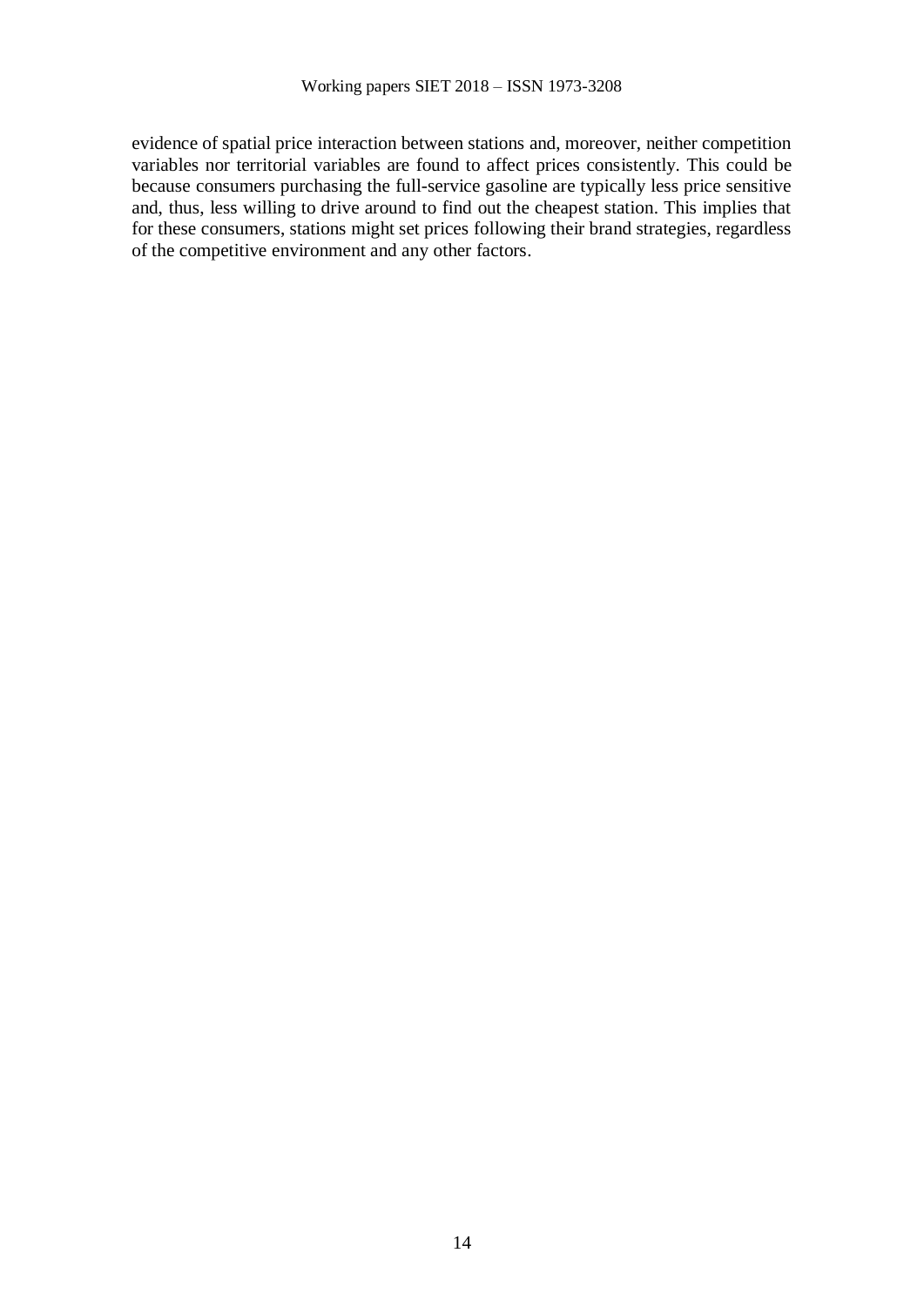evidence of spatial price interaction between stations and, moreover, neither competition variables nor territorial variables are found to affect prices consistently. This could be because consumers purchasing the full-service gasoline are typically less price sensitive and, thus, less willing to drive around to find out the cheapest station. This implies that for these consumers, stations might set prices following their brand strategies, regardless of the competitive environment and any other factors.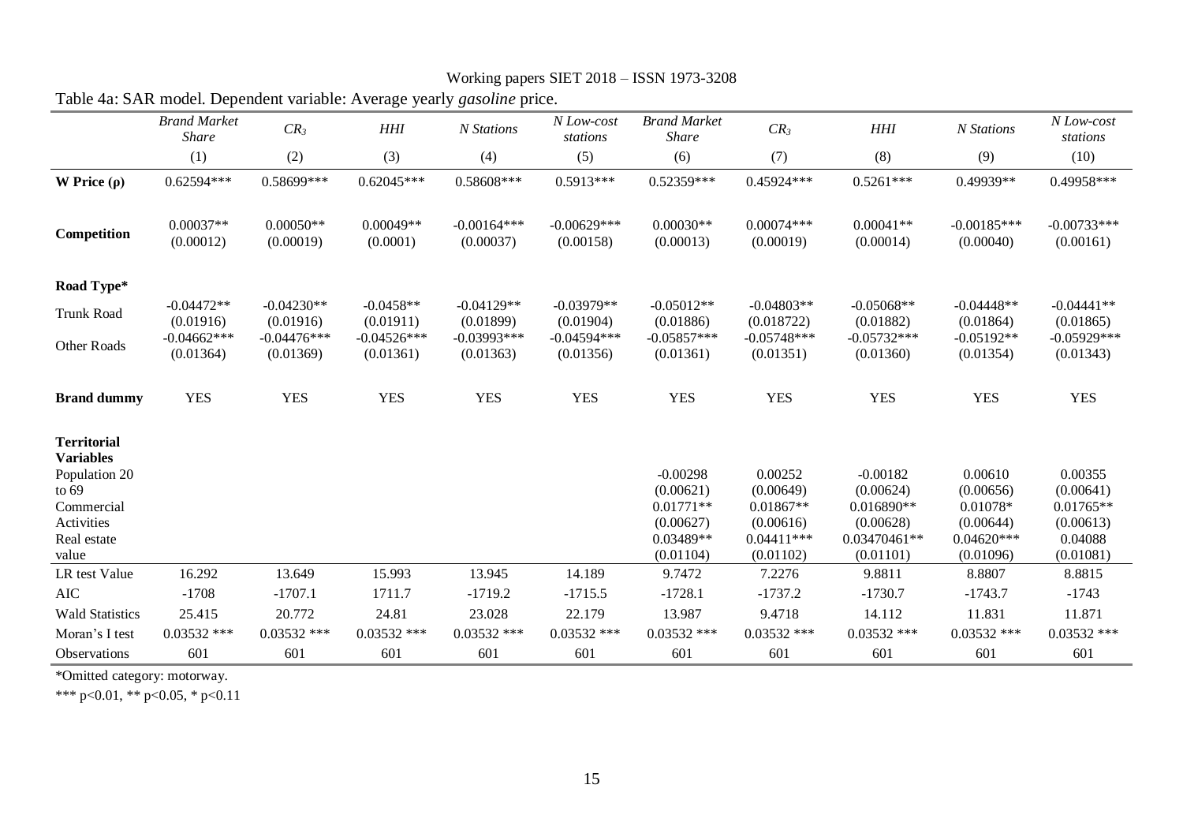Table 4a: SAR model. Dependent variable: Average yearly *gasoline* price.

| | *Brand Market Share* | $CR_3$ | *HHI* | *N Stations* | *N Low-cost stations* | *Brand Market Share* | $CR_3$ | *HHI* | *N Stations* | *N Low-cost stations* |
|---|---|---|---|---|---|---|---|---|---|---|
| | (1) | (2) | (3) | (4) | (5) | (6) | (7) | (8) | (9) | (10) |
| **W Price (ρ)** | 0.62594*** | 0.58699*** | 0.62045*** | 0.58608*** | 0.5913*** | 0.52359*** | 0.45924*** | 0.5261*** | 0.49939** | 0.49958*** |
| **Competition** | 0.00037** | 0.00050** | 0.00049** | -0.00164*** | -0.00629*** | 0.00030** | 0.00074*** | 0.00041** | -0.00185*** | -0.00733*** |
| | (0.00012) | (0.00019) | (0.0001) | (0.00037) | (0.00158) | (0.00013) | (0.00019) | (0.00014) | (0.00040) | (0.00161) |
| **Road Type*** | | | | | | | | | | |
| Trunk Road | -0.04472** | -0.04230** | -0.0458** | -0.04129** | -0.03979** | -0.05012** | -0.04803** | -0.05068** | -0.04448** | -0.04441** |
| | (0.01916) | (0.01916) | (0.01911) | (0.01899) | (0.01904) | (0.01886) | (0.018722) | (0.01882) | (0.01864) | (0.01865) |
| Other Roads | -0.04662*** | -0.04476*** | -0.04526*** | -0.03993*** | -0.04594*** | -0.05857*** | -0.05748*** | -0.05732*** | -0.05192** | -0.05929*** |
| | (0.01364) | (0.01369) | (0.01361) | (0.01363) | (0.01356) | (0.01361) | (0.01351) | (0.01360) | (0.01354) | (0.01343) |
| **Brand dummy** | YES | YES | YES | YES | YES | YES | YES | YES | YES | YES |
| **Territorial Variables** | | | | | | | | | | |
| Population 20 to 69 | | | | | | -0.00298 | 0.00252 | -0.00182 | 0.00610 | 0.00355 |
| | | | | | | (0.00621) | (0.00649) | (0.00624) | (0.00656) | (0.00641) |
| Commercial Activities | | | | | | 0.01771** | 0.01867** | 0.016890** | 0.01078* | 0.01765** |
| | | | | | | (0.00627) | (0.00616) | (0.00628) | (0.00644) | (0.00613) |
| Real estate value | | | | | | 0.03489** | 0.04411*** | 0.03470461** | 0.04620*** | 0.04088 |
| | | | | | | (0.01104) | (0.01102) | (0.01101) | (0.01096) | (0.01081) |
| LR test Value | 16.292 | 13.649 | 15.993 | 13.945 | 14.189 | 9.7472 | 7.2276 | 9.8811 | 8.8807 | 8.8815 |
| AIC | -1708 | -1707.1 | 1711.7 | -1719.2 | -1715.5 | -1728.1 | -1737.2 | -1730.7 | -1743.7 | -1743 |
| Wald Statistics | 25.415 | 20.772 | 24.81 | 23.028 | 22.179 | 13.987 | 9.4718 | 14.112 | 11.831 | 11.871 |
| Moran's I test | 0.03532 *** | 0.03532 *** | 0.03532 *** | 0.03532 *** | 0.03532 *** | 0.03532 *** | 0.03532 *** | 0.03532 *** | 0.03532 *** | 0.03532 *** |
| Observations | 601 | 601 | 601 | 601 | 601 | 601 | 601 | 601 | 601 | 601 |

*Omitted category: motorway.

*** p<0.01, ** p<0.05, * p<0.11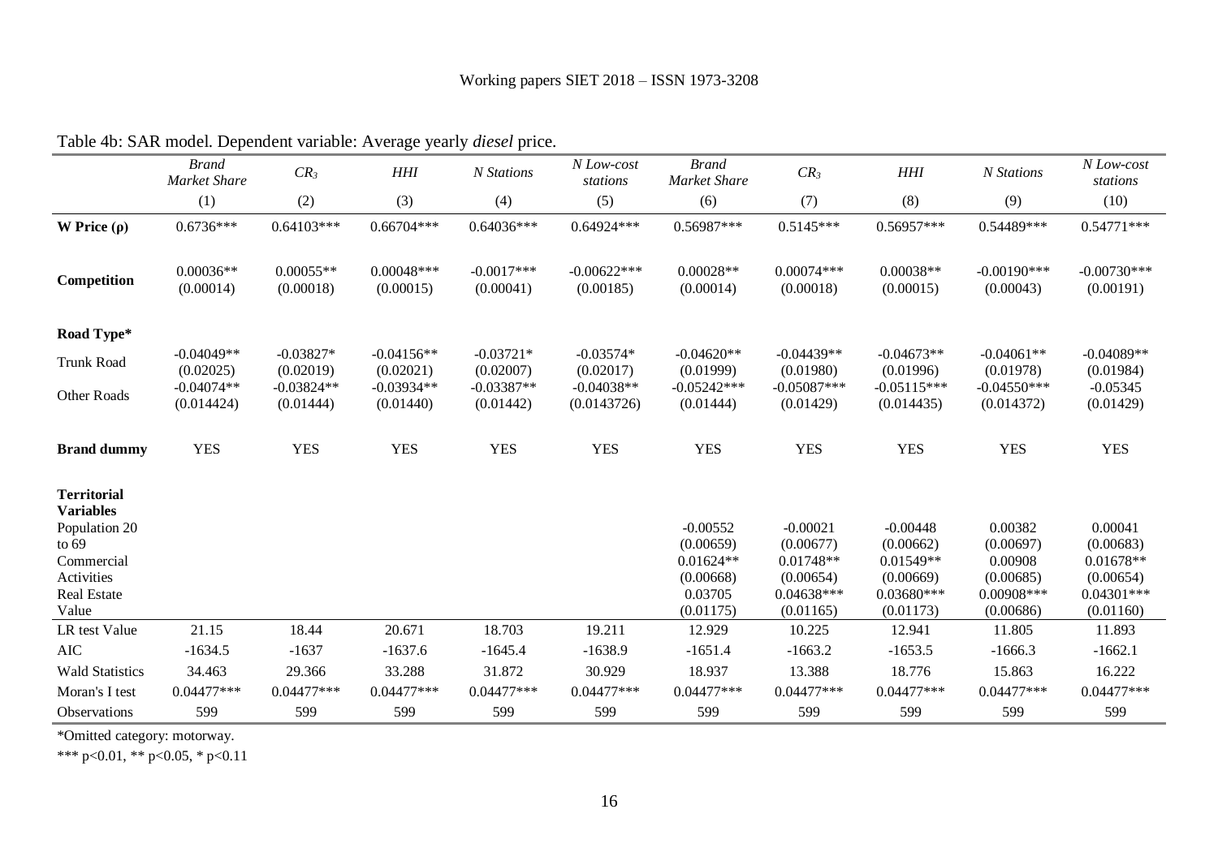Table 4b: SAR model. Dependent variable: Average yearly *diesel* price.

| | *Brand Market Share* | $CR_3$ | *HHI* | *N Stations* | *N Low-cost stations* | *Brand Market Share* | $CR_3$ | *HHI* | *N Stations* | *N Low-cost stations* |
|---|---|---|---|---|---|---|---|---|---|---|
| | (1) | (2) | (3) | (4) | (5) | (6) | (7) | (8) | (9) | (10) |
| **W Price (ρ)** | 0.6736*** | 0.64103*** | 0.66704*** | 0.64036*** | 0.64924*** | 0.56987*** | 0.5145*** | 0.56957*** | 0.54489*** | 0.54771*** |
| **Competition** | 0.00036** | 0.00055** | 0.00048*** | -0.0017*** | -0.00622*** | 0.00028** | 0.00074*** | 0.00038** | -0.00190*** | -0.00730*** |
| | (0.00014) | (0.00018) | (0.00015) | (0.00041) | (0.00185) | (0.00014) | (0.00018) | (0.00015) | (0.00043) | (0.00191) |
| **Road Type*** | | | | | | | | | | |
| Trunk Road | -0.04049** | -0.03827* | -0.04156** | -0.03721* | -0.03574* | -0.04620** | -0.04439** | -0.04673** | -0.04061** | -0.04089** |
| | (0.02025) | (0.02019) | (0.02021) | (0.02007) | (0.02017) | (0.01999) | (0.01980) | (0.01996) | (0.01978) | (0.01984) |
| Other Roads | -0.04074** | -0.03824** | -0.03934** | -0.03387** | -0.04038** | -0.05242*** | -0.05087*** | -0.05115*** | -0.04550*** | -0.05345 |
| | (0.014424) | (0.01444) | (0.01440) | (0.01442) | (0.0143726) | (0.01444) | (0.01429) | (0.014435) | (0.014372) | (0.01429) |
| **Brand dummy** | YES | YES | YES | YES | YES | YES | YES | YES | YES | YES |
| **Territorial Variables** | | | | | | | | | | |
| Population 20 to 69 | | | | | | -0.00552 | -0.00021 | -0.00448 | 0.00382 | 0.00041 |
| | | | | | | (0.00659) | (0.00677) | (0.00662) | (0.00697) | (0.00683) |
| Commercial Activities | | | | | | 0.01624** | 0.01748** | 0.01549** | 0.00908 | 0.01678** |
| | | | | | | (0.00668) | (0.00654) | (0.00669) | (0.00685) | (0.00654) |
| Real Estate Value | | | | | | 0.03705 | 0.04638*** | 0.03680*** | 0.00908*** | 0.04301*** |
| | | | | | | (0.01175) | (0.01165) | (0.01173) | (0.00686) | (0.01160) |
| LR test Value | 21.15 | 18.44 | 20.671 | 18.703 | 19.211 | 12.929 | 10.225 | 12.941 | 11.805 | 11.893 |
| AIC | -1634.5 | -1637 | -1637.6 | -1645.4 | -1638.9 | -1651.4 | -1663.2 | -1653.5 | -1666.3 | -1662.1 |
| Wald Statistics | 34.463 | 29.366 | 33.288 | 31.872 | 30.929 | 18.937 | 13.388 | 18.776 | 15.863 | 16.222 |
| Moran's I test | 0.04477*** | 0.04477*** | 0.04477*** | 0.04477*** | 0.04477*** | 0.04477*** | 0.04477*** | 0.04477*** | 0.04477*** | 0.04477*** |
| Observations | 599 | 599 | 599 | 599 | 599 | 599 | 599 | 599 | 599 | 599 |

*Omitted category: motorway.

*** p<0.01, ** p<0.05, * p<0.11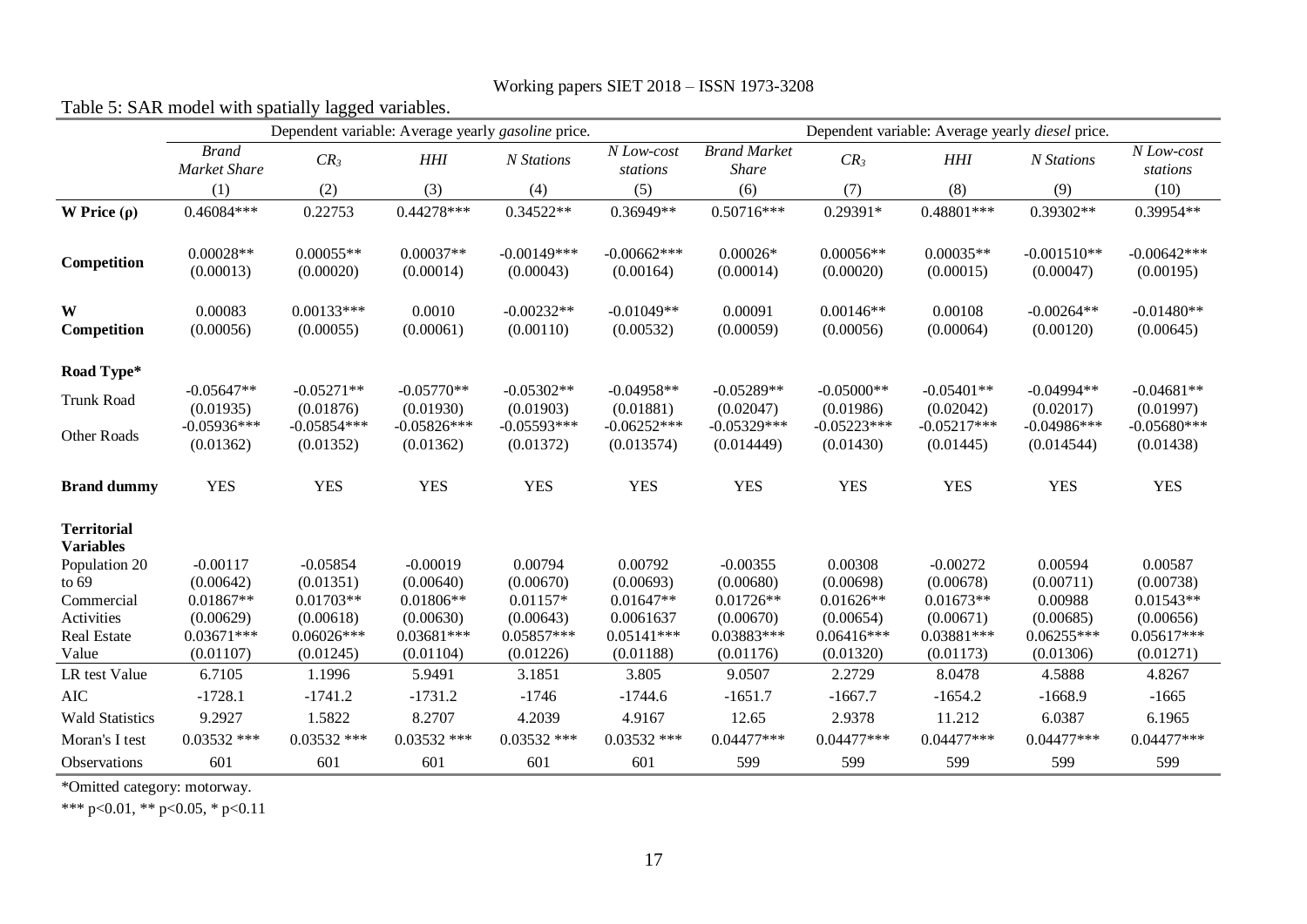Table 5: SAR model with spatially lagged variables.

| | Dependent variable: Average yearly *gasoline* price. | | | | | Dependent variable: Average yearly *diesel* price. | | | | |
|---|---|---|---|---|---|---|---|---|---|---|
| | *Brand Market Share* | $CR_3$ | *HHI* | *N Stations* | *N Low-cost stations* | *Brand Market Share* | $CR_3$ | *HHI* | *N Stations* | *N Low-cost stations* |
| | (1) | (2) | (3) | (4) | (5) | (6) | (7) | (8) | (9) | (10) |
| **W Price (ρ)** | 0.46084*** | 0.22753 | 0.44278*** | 0.34522** | 0.36949** | 0.50716*** | 0.29391* | 0.48801*** | 0.39302** | 0.39954** |
| **Competition** | 0.00028** | 0.00055** | 0.00037** | -0.00149*** | -0.00662*** | 0.00026* | 0.00056** | 0.00035** | -0.001510** | -0.00642*** |
| | (0.00013) | (0.00020) | (0.00014) | (0.00043) | (0.00164) | (0.00014) | (0.00020) | (0.00015) | (0.00047) | (0.00195) |
| **W Competition** | 0.00083 | 0.00133*** | 0.0010 | -0.00232** | -0.01049** | 0.00091 | 0.00146** | 0.00108 | -0.00264** | -0.01480** |
| | (0.00056) | (0.00055) | (0.00061) | (0.00110) | (0.00532) | (0.00059) | (0.00056) | (0.00064) | (0.00120) | (0.00645) |
| **Road Type*** | | | | | | | | | | |
| Trunk Road | -0.05647** | -0.05271** | -0.05770** | -0.05302** | -0.04958** | -0.05289** | -0.05000** | -0.05401** | -0.04994** | -0.04681** |
| | (0.01935) | (0.01876) | (0.01930) | (0.01903) | (0.01881) | (0.02047) | (0.01986) | (0.02042) | (0.02017) | (0.01997) |
| Other Roads | -0.05936*** | -0.05854*** | -0.05826*** | -0.05593*** | -0.06252*** | -0.05329*** | -0.05223*** | -0.05217*** | -0.04986*** | -0.05680*** |
| | (0.01362) | (0.01352) | (0.01362) | (0.01372) | (0.013574) | (0.014449) | (0.01430) | (0.01445) | (0.014544) | (0.01438) |
| **Brand dummy** | YES | YES | YES | YES | YES | YES | YES | YES | YES | YES |
| **Territorial Variables** | | | | | | | | | | |
| Population 20 to 69 | -0.00117 | -0.05854 | -0.00019 | 0.00794 | 0.00792 | -0.00355 | 0.00308 | -0.00272 | 0.00594 | 0.00587 |
| | (0.00642) | (0.01351) | (0.00640) | (0.00670) | (0.00693) | (0.00680) | (0.00698) | (0.00678) | (0.00711) | (0.00738) |
| Commercial Activities | 0.01867** | 0.01703** | 0.01806** | 0.01157* | 0.01647** | 0.01726** | 0.01626** | 0.01673** | 0.00988 | 0.01543** |
| | (0.00629) | (0.00618) | (0.00630) | (0.00643) | 0.0061637 | (0.00670) | (0.00654) | (0.00671) | (0.00685) | (0.00656) |
| Real Estate Value | 0.03671*** | 0.06026*** | 0.03681*** | 0.05857*** | 0.05141*** | 0.03883*** | 0.06416*** | 0.03881*** | 0.06255*** | 0.05617*** |
| | (0.01107) | (0.01245) | (0.01104) | (0.01226) | (0.01188) | (0.01176) | (0.01320) | (0.01173) | (0.01306) | (0.01271) |
| LR test Value | 6.7105 | 1.1996 | 5.9491 | 3.1851 | 3.805 | 9.0507 | 2.2729 | 8.0478 | 4.5888 | 4.8267 |
| AIC | -1728.1 | -1741.2 | -1731.2 | -1746 | -1744.6 | -1651.7 | -1667.7 | -1654.2 | -1668.9 | -1665 |
| Wald Statistics | 9.2927 | 1.5822 | 8.2707 | 4.2039 | 4.9167 | 12.65 | 2.9378 | 11.212 | 6.0387 | 6.1965 |
| Moran's I test | 0.03532 *** | 0.03532 *** | 0.03532 *** | 0.03532 *** | 0.03532 *** | 0.04477*** | 0.04477*** | 0.04477*** | 0.04477*** | 0.04477*** |
| Observations | 601 | 601 | 601 | 601 | 601 | 599 | 599 | 599 | 599 | 599 |

*Omitted category: motorway.

*** p<0.01, ** p<0.05, * p<0.11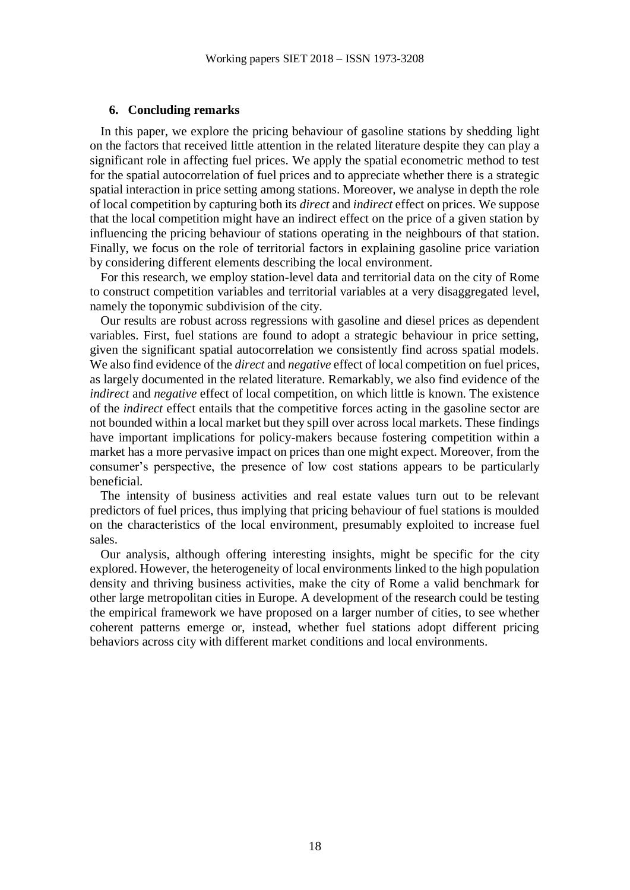## 6. Concluding remarks

In this paper, we explore the pricing behaviour of gasoline stations by shedding light on the factors that received little attention in the related literature despite they can play a significant role in affecting fuel prices. We apply the spatial econometric method to test for the spatial autocorrelation of fuel prices and to appreciate whether there is a strategic spatial interaction in price setting among stations. Moreover, we analyse in depth the role of local competition by capturing both its *direct* and *indirect* effect on prices. We suppose that the local competition might have an indirect effect on the price of a given station by influencing the pricing behaviour of stations operating in the neighbours of that station. Finally, we focus on the role of territorial factors in explaining gasoline price variation by considering different elements describing the local environment.

For this research, we employ station-level data and territorial data on the city of Rome to construct competition variables and territorial variables at a very disaggregated level, namely the toponymic subdivision of the city.

Our results are robust across regressions with gasoline and diesel prices as dependent variables. First, fuel stations are found to adopt a strategic behaviour in price setting, given the significant spatial autocorrelation we consistently find across spatial models. We also find evidence of the *direct* and *negative* effect of local competition on fuel prices, as largely documented in the related literature. Remarkably, we also find evidence of the *indirect* and *negative* effect of local competition, on which little is known. The existence of the *indirect* effect entails that the competitive forces acting in the gasoline sector are not bounded within a local market but they spill over across local markets. These findings have important implications for policy-makers because fostering competition within a market has a more pervasive impact on prices than one might expect. Moreover, from the consumer's perspective, the presence of low cost stations appears to be particularly beneficial.

The intensity of business activities and real estate values turn out to be relevant predictors of fuel prices, thus implying that pricing behaviour of fuel stations is moulded on the characteristics of the local environment, presumably exploited to increase fuel sales.

Our analysis, although offering interesting insights, might be specific for the city explored. However, the heterogeneity of local environments linked to the high population density and thriving business activities, make the city of Rome a valid benchmark for other large metropolitan cities in Europe. A development of the research could be testing the empirical framework we have proposed on a larger number of cities, to see whether coherent patterns emerge or, instead, whether fuel stations adopt different pricing behaviors across city with different market conditions and local environments.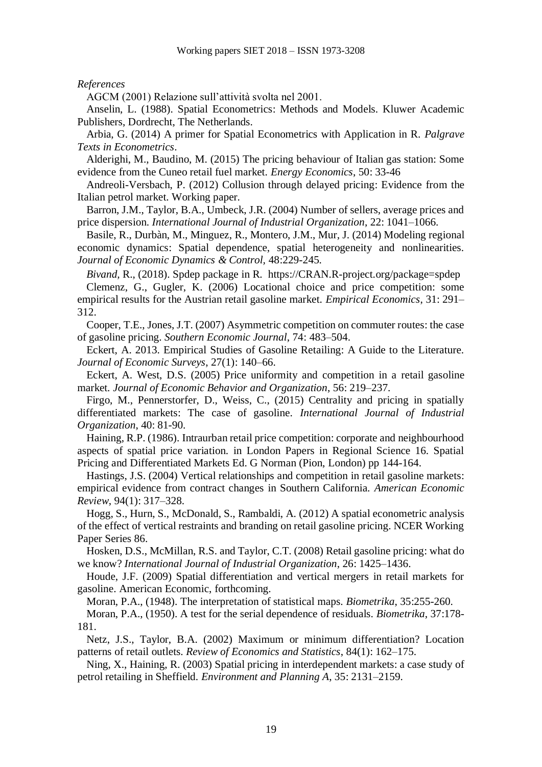*References*

AGCM (2001) Relazione sull'attività svolta nel 2001.

Anselin, L. (1988). Spatial Econometrics: Methods and Models. Kluwer Academic Publishers, Dordrecht, The Netherlands.

Arbia, G. (2014) A primer for Spatial Econometrics with Application in R. *Palgrave Texts in Econometrics*.

Alderighi, M., Baudino, M. (2015) The pricing behaviour of Italian gas station: Some evidence from the Cuneo retail fuel market. *Energy Economics*, 50: 33-46

Andreoli-Versbach, P. (2012) Collusion through delayed pricing: Evidence from the Italian petrol market. Working paper.

Barron, J.M., Taylor, B.A., Umbeck, J.R. (2004) Number of sellers, average prices and price dispersion. *International Journal of Industrial Organization*, 22: 1041–1066.

Basile, R., Durbàn, M., Minguez, R., Montero, J.M., Mur, J. (2014) Modeling regional economic dynamics: Spatial dependence, spatial heterogeneity and nonlinearities. *Journal of Economic Dynamics & Control*, 48:229-245.

*Bivand,* R., (2018). Spdep package in R. https://CRAN.R-project.org/package=spdep

Clemenz, G., Gugler, K. (2006) Locational choice and price competition: some empirical results for the Austrian retail gasoline market. *Empirical Economics*, 31: 291–312.

Cooper, T.E., Jones, J.T. (2007) Asymmetric competition on commuter routes: the case of gasoline pricing. *Southern Economic Journal*, 74: 483–504.

Eckert, A. 2013. Empirical Studies of Gasoline Retailing: A Guide to the Literature. *Journal of Economic Surveys*, 27(1): 140–66.

Eckert, A. West, D.S. (2005) Price uniformity and competition in a retail gasoline market. *Journal of Economic Behavior and Organization*, 56: 219–237.

Firgo, M., Pennerstorfer, D., Weiss, C., (2015) Centrality and pricing in spatially differentiated markets: The case of gasoline. *International Journal of Industrial Organization*, 40: 81-90.

Haining, R.P. (1986). Intraurban retail price competition: corporate and neighbourhood aspects of spatial price variation. in London Papers in Regional Science 16. Spatial Pricing and Differentiated Markets Ed. G Norman (Pion, London) pp 144-164.

Hastings, J.S. (2004) Vertical relationships and competition in retail gasoline markets: empirical evidence from contract changes in Southern California. *American Economic Review*, 94(1): 317–328.

Hogg, S., Hurn, S., McDonald, S., Rambaldi, A. (2012) A spatial econometric analysis of the effect of vertical restraints and branding on retail gasoline pricing. NCER Working Paper Series 86.

Hosken, D.S., McMillan, R.S. and Taylor, C.T. (2008) Retail gasoline pricing: what do we know? *International Journal of Industrial Organization*, 26: 1425–1436.

Houde, J.F. (2009) Spatial differentiation and vertical mergers in retail markets for gasoline. American Economic, forthcoming.

Moran, P.A., (1948). The interpretation of statistical maps. *Biometrika*, 35:255-260.

Moran, P.A., (1950). A test for the serial dependence of residuals. *Biometrika*, 37:178-181.

Netz, J.S., Taylor, B.A. (2002) Maximum or minimum differentiation? Location patterns of retail outlets. *Review of Economics and Statistics*, 84(1): 162–175.

Ning, X., Haining, R. (2003) Spatial pricing in interdependent markets: a case study of petrol retailing in Sheffield. *Environment and Planning A*, 35: 2131–2159.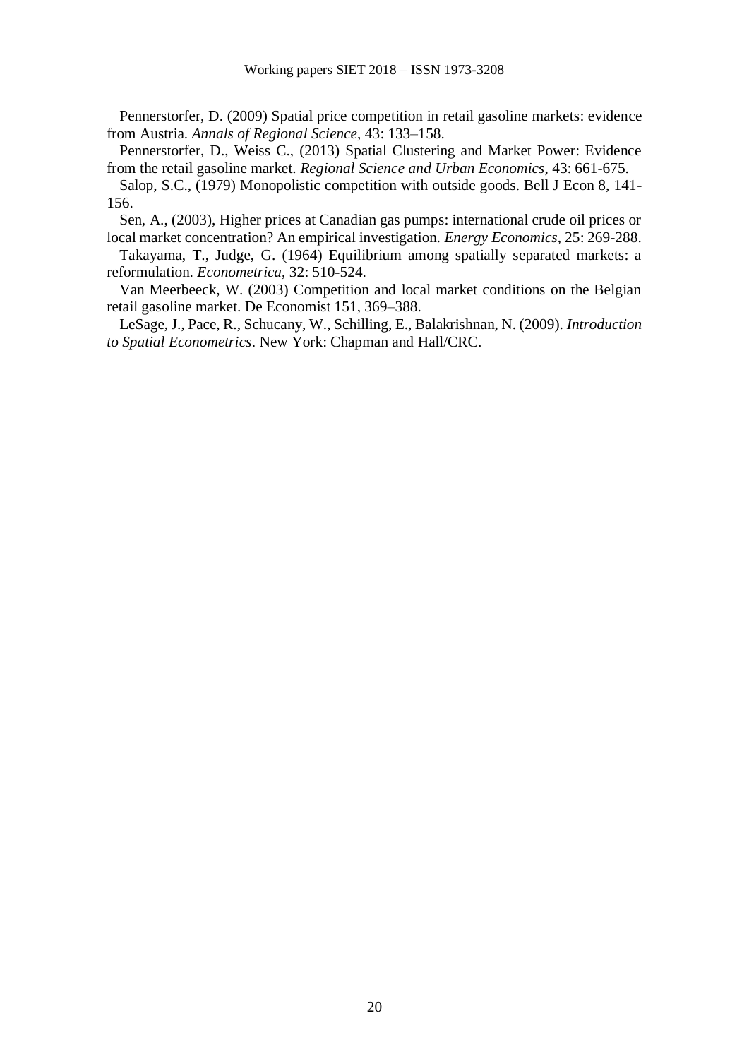Pennerstorfer, D. (2009) Spatial price competition in retail gasoline markets: evidence from Austria. *Annals of Regional Science*, 43: 133–158.

Pennerstorfer, D., Weiss C., (2013) Spatial Clustering and Market Power: Evidence from the retail gasoline market. *Regional Science and Urban Economics*, 43: 661-675.

Salop, S.C., (1979) Monopolistic competition with outside goods. Bell J Econ 8, 141-156.

Sen, A., (2003), Higher prices at Canadian gas pumps: international crude oil prices or local market concentration? An empirical investigation. *Energy Economics*, 25: 269-288.

Takayama, T., Judge, G. (1964) Equilibrium among spatially separated markets: a reformulation. *Econometrica*, 32: 510-524.

Van Meerbeeck, W. (2003) Competition and local market conditions on the Belgian retail gasoline market. De Economist 151, 369–388.

LeSage, J., Pace, R., Schucany, W., Schilling, E., Balakrishnan, N. (2009). *Introduction to Spatial Econometrics*. New York: Chapman and Hall/CRC.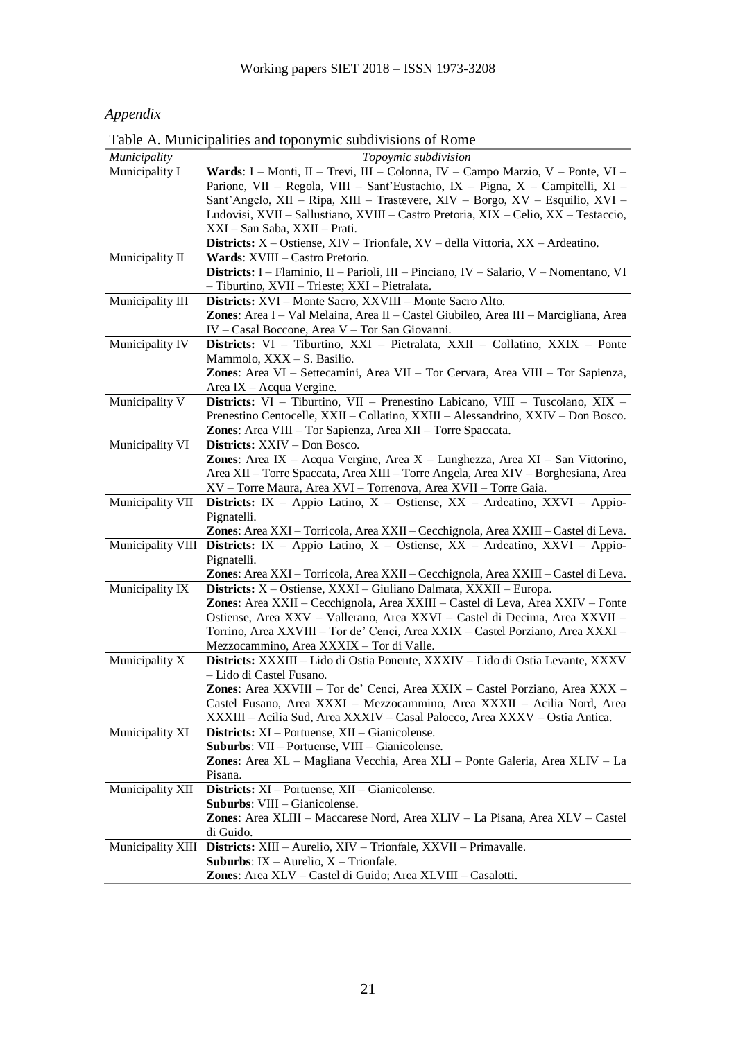*Appendix*

Table A. Municipalities and toponymic subdivisions of Rome

| *Municipality* | *Topoymic subdivision* |
|---|---|
| Municipality I | **Wards**: I – Monti, II – Trevi, III – Colonna, IV – Campo Marzio, V – Ponte, VI – Parione, VII – Regola, VIII – Sant'Eustachio, IX – Pigna, X – Campitelli, XI – Sant'Angelo, XII – Ripa, XIII – Trastevere, XIV – Borgo, XV – Esquilio, XVI – Ludovisi, XVII – Sallustiano, XVIII – Castro Pretoria, XIX – Celio, XX – Testaccio, XXI – San Saba, XXII – Prati. **Districts:** X – Ostiense, XIV – Trionfale, XV – della Vittoria, XX – Ardeatino. |
| Municipality II | **Wards**: XVIII – Castro Pretorio. **Districts:** I – Flaminio, II – Parioli, III – Pinciano, IV – Salario, V – Nomentano, VI – Tiburtino, XVII – Trieste; XXI – Pietralata. |
| Municipality III | **Districts:** XVI – Monte Sacro, XXVIII – Monte Sacro Alto. **Zones**: Area I – Val Melaina, Area II – Castel Giubileo, Area III – Marcigliana, Area IV – Casal Boccone, Area V – Tor San Giovanni. |
| Municipality IV | **Districts:** VI – Tiburtino, XXI – Pietralata, XXII – Collatino, XXIX – Ponte Mammolo, XXX – S. Basilio. **Zones**: Area VI – Settecamini, Area VII – Tor Cervara, Area VIII – Tor Sapienza, Area IX – Acqua Vergine. |
| Municipality V | **Districts:** VI – Tiburtino, VII – Prenestino Labicano, VIII – Tuscolano, XIX – Prenestino Centocelle, XXII – Collatino, XXIII – Alessandrino, XXIV – Don Bosco. **Zones**: Area VIII – Tor Sapienza, Area XII – Torre Spaccata. |
| Municipality VI | **Districts:** XXIV – Don Bosco. **Zones**: Area IX – Acqua Vergine, Area X – Lunghezza, Area XI – San Vittorino, Area XII – Torre Spaccata, Area XIII – Torre Angela, Area XIV – Borghesiana, Area XV – Torre Maura, Area XVI – Torrenova, Area XVII – Torre Gaia. |
| Municipality VII | **Districts:** IX – Appio Latino, X – Ostiense, XX – Ardeatino, XXVI – Appio-Pignatelli. **Zones**: Area XXI – Torricola, Area XXII – Cecchignola, Area XXIII – Castel di Leva. |
| Municipality VIII | **Districts:** IX – Appio Latino, X – Ostiense, XX – Ardeatino, XXVI – Appio-Pignatelli. **Zones**: Area XXI – Torricola, Area XXII – Cecchignola, Area XXIII – Castel di Leva. |
| Municipality IX | **Districts:** X – Ostiense, XXXI – Giuliano Dalmata, XXXII – Europa. **Zones**: Area XXII – Cecchignola, Area XXIII – Castel di Leva, Area XXIV – Fonte Ostiense, Area XXV – Vallerano, Area XXVI – Castel di Decima, Area XXVII – Torrino, Area XXVIII – Tor de' Cenci, Area XXIX – Castel Porziano, Area XXXI – Mezzocammino, Area XXXIX – Tor di Valle. |
| Municipality X | **Districts:** XXXIII – Lido di Ostia Ponente, XXXIV – Lido di Ostia Levante, XXXV – Lido di Castel Fusano. **Zones**: Area XXVIII – Tor de' Cenci, Area XXIX – Castel Porziano, Area XXX – Castel Fusano, Area XXXI – Mezzocammino, Area XXXII – Acilia Nord, Area XXXIII – Acilia Sud, Area XXXIV – Casal Palocco, Area XXXV – Ostia Antica. |
| Municipality XI | **Districts:** XI – Portuense, XII – Gianicolense. **Suburbs**: VII – Portuense, VIII – Gianicolense. **Zones**: Area XL – Magliana Vecchia, Area XLI – Ponte Galeria, Area XLIV – La Pisana. |
| Municipality XII | **Districts:** XI – Portuense, XII – Gianicolense. **Suburbs**: VIII – Gianicolense. **Zones**: Area XLIII – Maccarese Nord, Area XLIV – La Pisana, Area XLV – Castel di Guido. |
| Municipality XIII | **Districts:** XIII – Aurelio, XIV – Trionfale, XXVII – Primavalle. **Suburbs**: IX – Aurelio, X – Trionfale. **Zones**: Area XLV – Castel di Guido; Area XLVIII – Casalotti. |